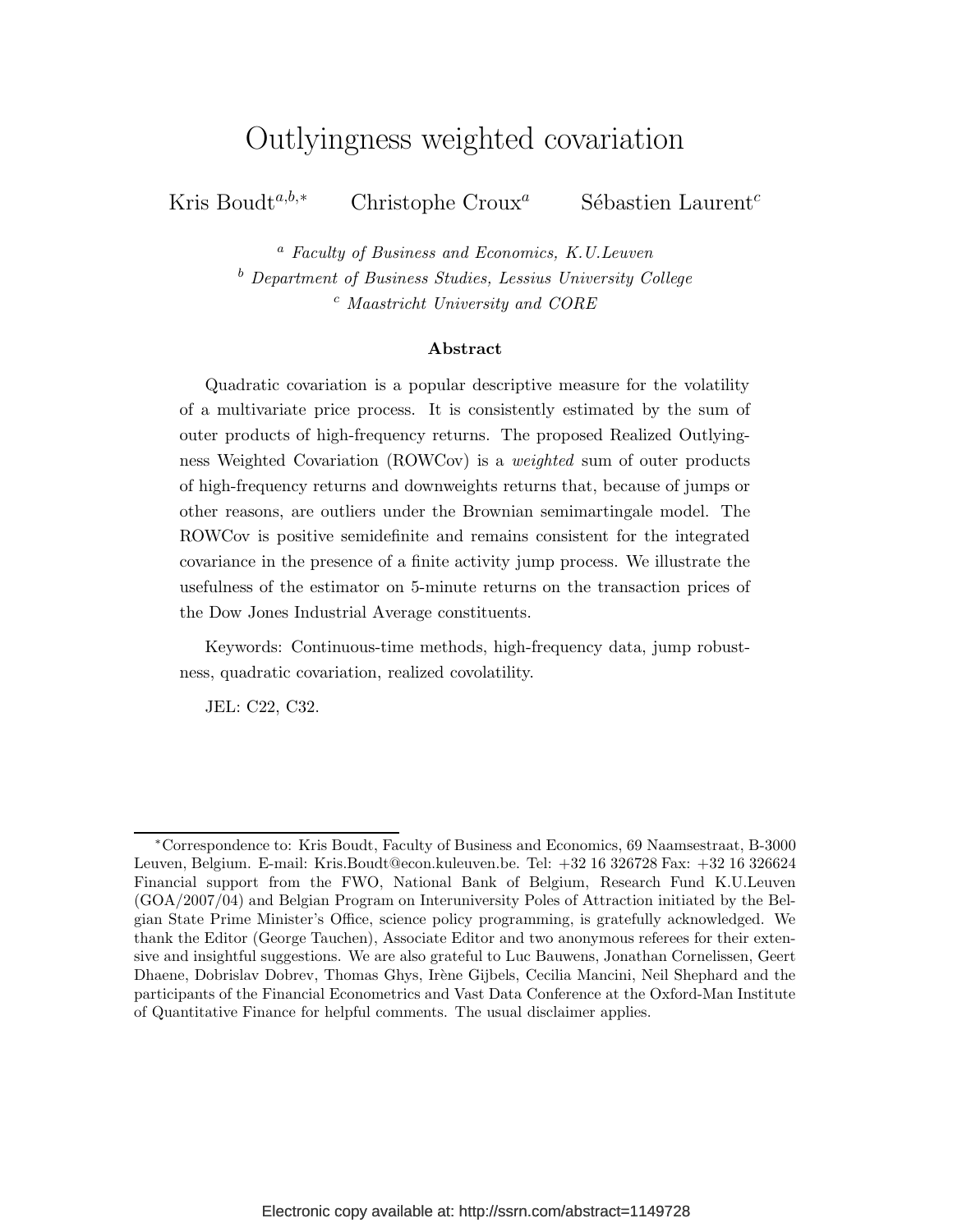# Outlyingness weighted covariation

Kris Boudt[a,b,*] Christophe Croux[a] Sébastien Laurent[c]

[a] *Faculty of Business and Economics, K.U.Leuven*
[b] *Department of Business Studies, Lessius University College*
[c] *Maastricht University and CORE*

**Abstract**

Quadratic covariation is a popular descriptive measure for the volatility of a multivariate price process. It is consistently estimated by the sum of outer products of high-frequency returns. The proposed Realized Outlyingness Weighted Covariation (ROWCov) is a *weighted* sum of outer products of high-frequency returns and downweights returns that, because of jumps or other reasons, are outliers under the Brownian semimartingale model. The ROWCov is positive semidefinite and remains consistent for the integrated covariance in the presence of a finite activity jump process. We illustrate the usefulness of the estimator on 5-minute returns on the transaction prices of the Dow Jones Industrial Average constituents.

Keywords: Continuous-time methods, high-frequency data, jump robustness, quadratic covariation, realized covolatility.

JEL: C22, C32.

[*] Correspondence to: Kris Boudt, Faculty of Business and Economics, 69 Naamsestraat, B-3000 Leuven, Belgium. E-mail: Kris.Boudt@econ.kuleuven.be. Tel: +32 16 326728 Fax: +32 16 326624 Financial support from the FWO, National Bank of Belgium, Research Fund K.U.Leuven (GOA/2007/04) and Belgian Program on Interuniversity Poles of Attraction initiated by the Belgian State Prime Minister's Office, science policy programming, is gratefully acknowledged. We thank the Editor (George Tauchen), Associate Editor and two anonymous referees for their extensive and insightful suggestions. We are also grateful to Luc Bauwens, Jonathan Cornelissen, Geert Dhaene, Dobrislav Dobrev, Thomas Ghys, Irène Gijbels, Cecilia Mancini, Neil Shephard and the participants of the Financial Econometrics and Vast Data Conference at the Oxford-Man Institute of Quantitative Finance for helpful comments. The usual disclaimer applies.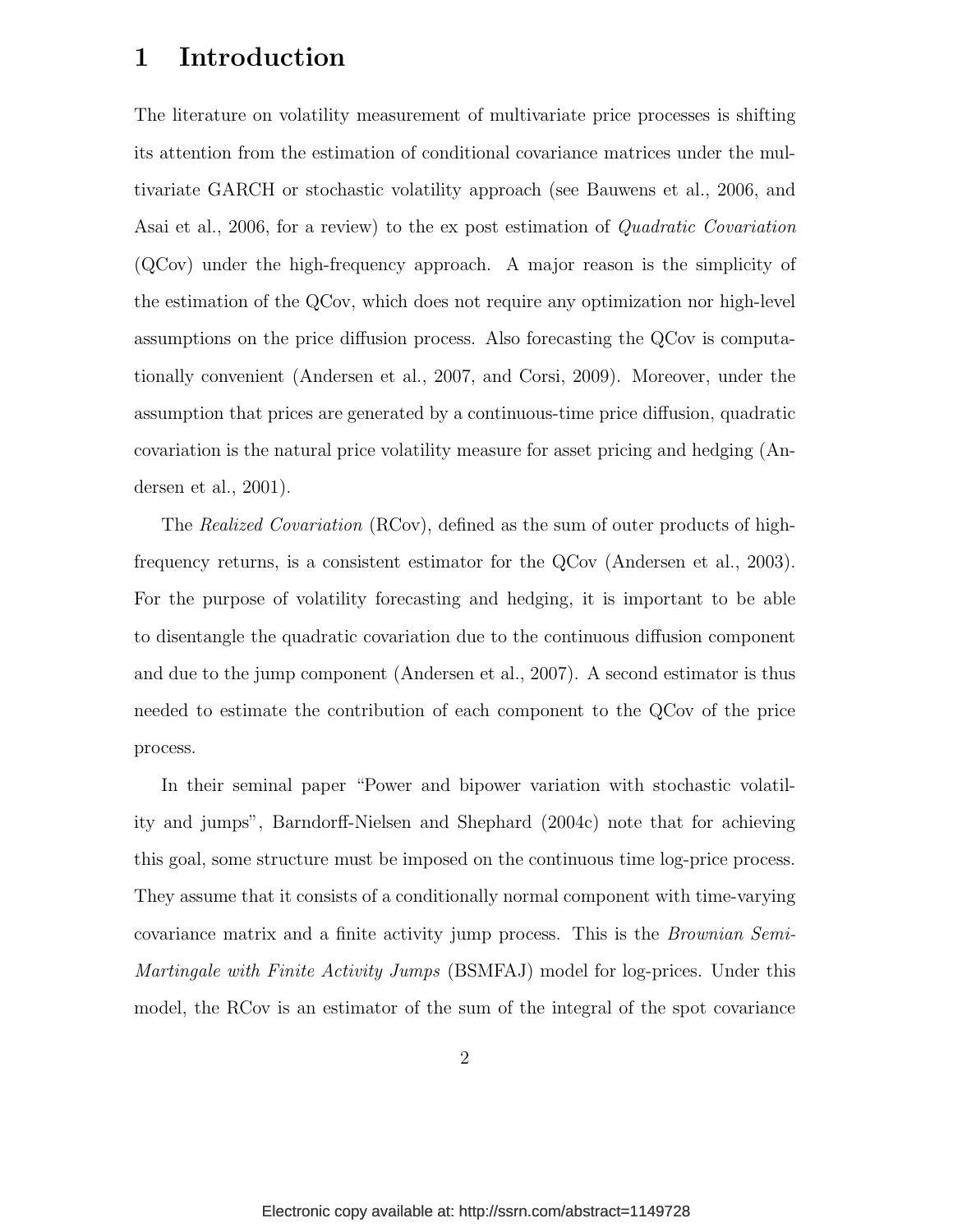# 1 Introduction

The literature on volatility measurement of multivariate price processes is shifting its attention from the estimation of conditional covariance matrices under the multivariate GARCH or stochastic volatility approach (see Bauwens et al., 2006, and Asai et al., 2006, for a review) to the ex post estimation of *Quadratic Covariation* (QCov) under the high-frequency approach. A major reason is the simplicity of the estimation of the QCov, which does not require any optimization nor high-level assumptions on the price diffusion process. Also forecasting the QCov is computationally convenient (Andersen et al., 2007, and Corsi, 2009). Moreover, under the assumption that prices are generated by a continuous-time price diffusion, quadratic covariation is the natural price volatility measure for asset pricing and hedging (Andersen et al., 2001).

The *Realized Covariation* (RCov), defined as the sum of outer products of high-frequency returns, is a consistent estimator for the QCov (Andersen et al., 2003). For the purpose of volatility forecasting and hedging, it is important to be able to disentangle the quadratic covariation due to the continuous diffusion component and due to the jump component (Andersen et al., 2007). A second estimator is thus needed to estimate the contribution of each component to the QCov of the price process.

In their seminal paper "Power and bipower variation with stochastic volatility and jumps", Barndorff-Nielsen and Shephard (2004c) note that for achieving this goal, some structure must be imposed on the continuous time log-price process. They assume that it consists of a conditionally normal component with time-varying covariance matrix and a finite activity jump process. This is the *Brownian Semi-Martingale with Finite Activity Jumps* (BSMFAJ) model for log-prices. Under this model, the RCov is an estimator of the sum of the integral of the spot covariance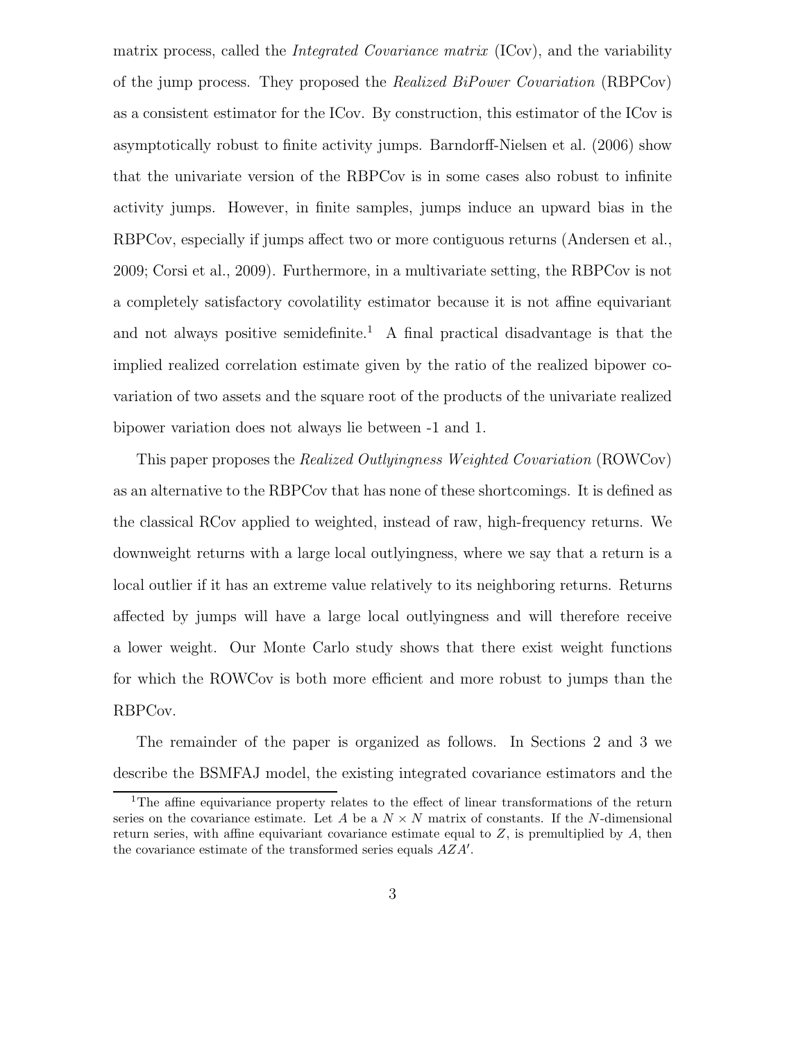matrix process, called the *Integrated Covariance matrix* (ICov), and the variability of the jump process. They proposed the *Realized BiPower Covariation* (RBPCov) as a consistent estimator for the ICov. By construction, this estimator of the ICov is asymptotically robust to finite activity jumps. Barndorff-Nielsen et al. (2006) show that the univariate version of the RBPCov is in some cases also robust to infinite activity jumps. However, in finite samples, jumps induce an upward bias in the RBPCov, especially if jumps affect two or more contiguous returns (Andersen et al., 2009; Corsi et al., 2009). Furthermore, in a multivariate setting, the RBPCov is not a completely satisfactory covolatility estimator because it is not affine equivariant and not always positive semidefinite.[1] A final practical disadvantage is that the implied realized correlation estimate given by the ratio of the realized bipower covariation of two assets and the square root of the products of the univariate realized bipower variation does not always lie between -1 and 1.

This paper proposes the *Realized Outlyingness Weighted Covariation* (ROWCov) as an alternative to the RBPCov that has none of these shortcomings. It is defined as the classical RCov applied to weighted, instead of raw, high-frequency returns. We downweight returns with a large local outlyingness, where we say that a return is a local outlier if it has an extreme value relatively to its neighboring returns. Returns affected by jumps will have a large local outlyingness and will therefore receive a lower weight. Our Monte Carlo study shows that there exist weight functions for which the ROWCov is both more efficient and more robust to jumps than the RBPCov.

The remainder of the paper is organized as follows. In Sections 2 and 3 we describe the BSMFAJ model, the existing integrated covariance estimators and the

[1] The affine equivariance property relates to the effect of linear transformations of the return series on the covariance estimate. Let $A$ be a $N \times N$ matrix of constants. If the $N$-dimensional return series, with affine equivariant covariance estimate equal to $Z$, is premultiplied by $A$, then the covariance estimate of the transformed series equals $AZA'$.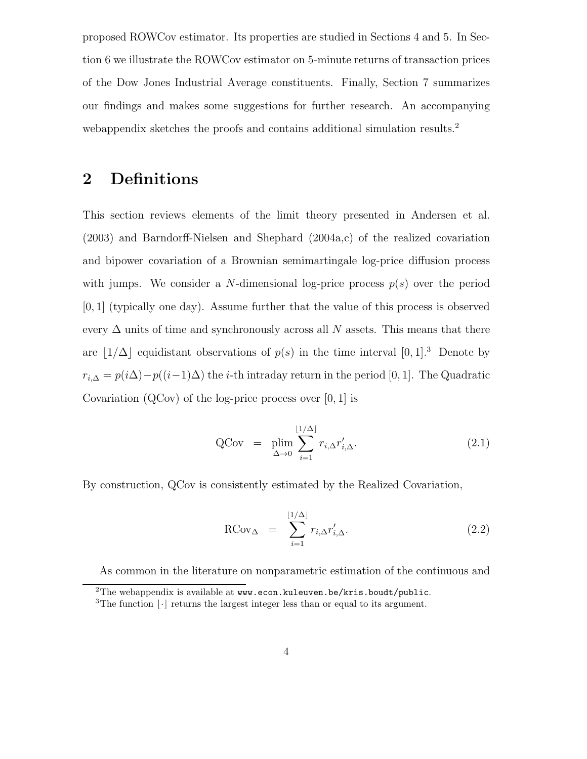proposed ROWCov estimator. Its properties are studied in Sections 4 and 5. In Section 6 we illustrate the ROWCov estimator on 5-minute returns of transaction prices of the Dow Jones Industrial Average constituents. Finally, Section 7 summarizes our findings and makes some suggestions for further research. An accompanying webappendix sketches the proofs and contains additional simulation results.[2]

## 2 Definitions

This section reviews elements of the limit theory presented in Andersen et al. (2003) and Barndorff-Nielsen and Shephard (2004a,c) of the realized covariation and bipower covariation of a Brownian semimartingale log-price diffusion process with jumps. We consider a $N$-dimensional log-price process $p(s)$ over the period $[0, 1]$ (typically one day). Assume further that the value of this process is observed every $\Delta$ units of time and synchronously across all $N$ assets. This means that there are $\lfloor 1/\Delta \rfloor$ equidistant observations of $p(s)$ in the time interval $[0, 1]$.[3] Denote by $r_{i,\Delta} = p(i\Delta) - p((i-1)\Delta)$ the $i$-th intraday return in the period $[0, 1]$. The Quadratic Covariation (QCov) of the log-price process over $[0, 1]$ is

$$\text{QCov} = \operatorname*{plim}_{\Delta \to 0} \sum_{i=1}^{\lfloor 1/\Delta \rfloor} r_{i,\Delta} r'_{i,\Delta}. \tag{2.1}$$

By construction, QCov is consistently estimated by the Realized Covariation,

$$\text{RCov}_{\Delta} = \sum_{i=1}^{\lfloor 1/\Delta \rfloor} r_{i,\Delta} r'_{i,\Delta}. \tag{2.2}$$

As common in the literature on nonparametric estimation of the continuous and

[2] The webappendix is available at www.econ.kuleuven.be/kris.boudt/public.

[3] The function $\lfloor \cdot \rfloor$ returns the largest integer less than or equal to its argument.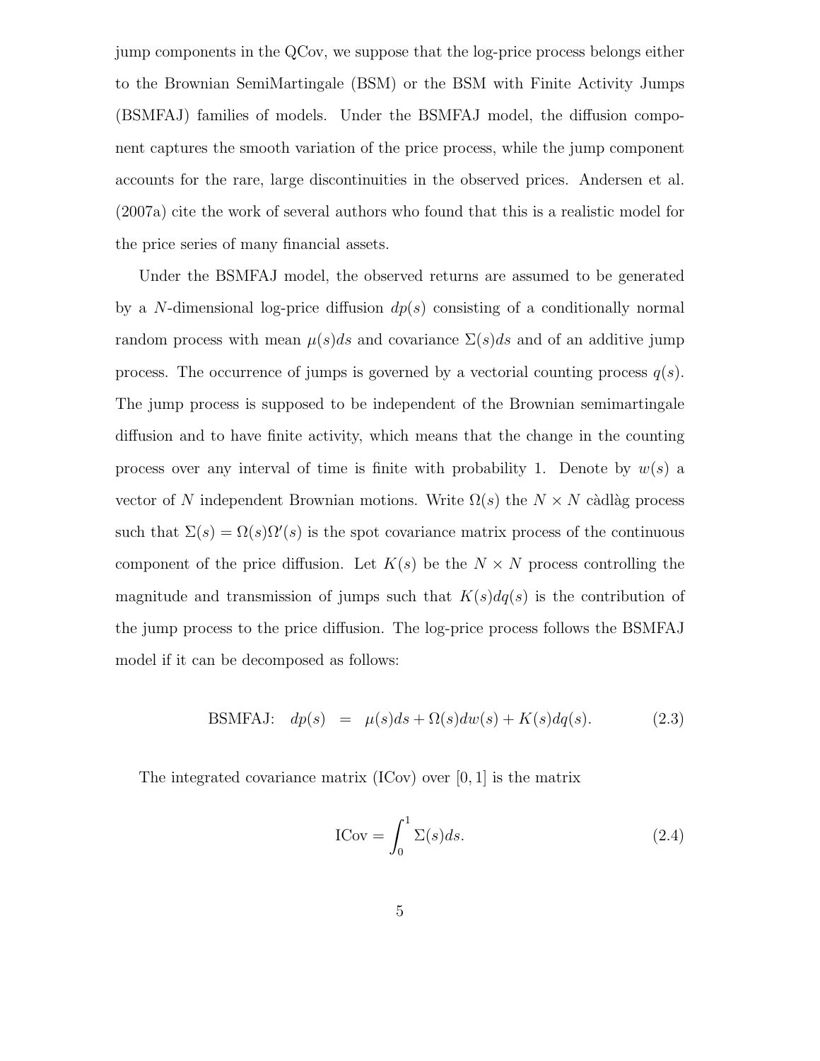jump components in the QCov, we suppose that the log-price process belongs either to the Brownian SemiMartingale (BSM) or the BSM with Finite Activity Jumps (BSMFAJ) families of models. Under the BSMFAJ model, the diffusion component captures the smooth variation of the price process, while the jump component accounts for the rare, large discontinuities in the observed prices. Andersen et al. (2007a) cite the work of several authors who found that this is a realistic model for the price series of many financial assets.

Under the BSMFAJ model, the observed returns are assumed to be generated by a $N$-dimensional log-price diffusion $dp(s)$ consisting of a conditionally normal random process with mean $\mu(s)ds$ and covariance $\Sigma(s)ds$ and of an additive jump process. The occurrence of jumps is governed by a vectorial counting process $q(s)$. The jump process is supposed to be independent of the Brownian semimartingale diffusion and to have finite activity, which means that the change in the counting process over any interval of time is finite with probability 1. Denote by $w(s)$ a vector of $N$ independent Brownian motions. Write $\Omega(s)$ the $N \times N$ càdlàg process such that $\Sigma(s) = \Omega(s)\Omega'(s)$ is the spot covariance matrix process of the continuous component of the price diffusion. Let $K(s)$ be the $N \times N$ process controlling the magnitude and transmission of jumps such that $K(s)dq(s)$ is the contribution of the jump process to the price diffusion. The log-price process follows the BSMFAJ model if it can be decomposed as follows:

$$\text{BSMFAJ:} \quad dp(s) \;=\; \mu(s)ds + \Omega(s)dw(s) + K(s)dq(s). \tag{2.3}$$

The integrated covariance matrix (ICov) over $[0, 1]$ is the matrix

$$\text{ICov} = \int_0^1 \Sigma(s)ds. \tag{2.4}$$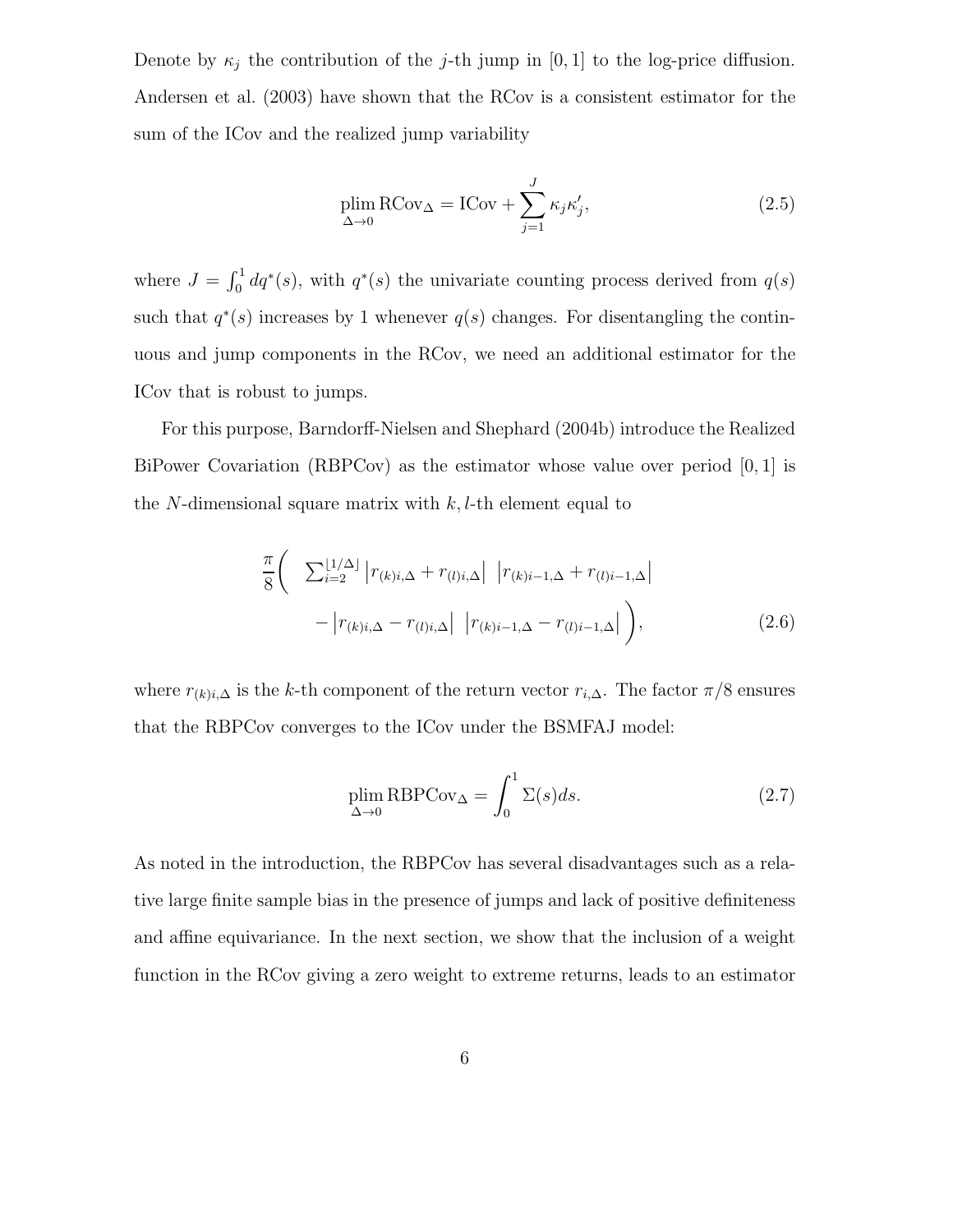Denote by $\kappa_j$ the contribution of the $j$-th jump in $[0, 1]$ to the log-price diffusion. Andersen et al. (2003) have shown that the RCov is a consistent estimator for the sum of the ICov and the realized jump variability

$$\underset{\Delta \to 0}{\text{plim}}\, \text{RCov}_{\Delta} = \text{ICov} + \sum_{j=1}^{J} \kappa_j \kappa_j', \tag{2.5}$$

where $J = \int_0^1 dq^*(s)$, with $q^*(s)$ the univariate counting process derived from $q(s)$ such that $q^*(s)$ increases by 1 whenever $q(s)$ changes. For disentangling the continuous and jump components in the RCov, we need an additional estimator for the ICov that is robust to jumps.

For this purpose, Barndorff-Nielsen and Shephard (2004b) introduce the Realized BiPower Covariation (RBPCov) as the estimator whose value over period $[0, 1]$ is the $N$-dimensional square matrix with $k, l$-th element equal to

$$\frac{\pi}{8}\Bigg( \sum_{i=2}^{\lfloor 1/\Delta \rfloor} \left| r_{(k)i,\Delta} + r_{(l)i,\Delta} \right| \left| r_{(k)i-1,\Delta} + r_{(l)i-1,\Delta} \right| - \left| r_{(k)i,\Delta} - r_{(l)i,\Delta} \right| \left| r_{(k)i-1,\Delta} - r_{(l)i-1,\Delta} \right| \Bigg), \tag{2.6}$$

where $r_{(k)i,\Delta}$ is the $k$-th component of the return vector $r_{i,\Delta}$. The factor $\pi/8$ ensures that the RBPCov converges to the ICov under the BSMFAJ model:

$$\underset{\Delta \to 0}{\text{plim}}\, \text{RBPCov}_{\Delta} = \int_0^1 \Sigma(s) ds. \tag{2.7}$$

As noted in the introduction, the RBPCov has several disadvantages such as a relative large finite sample bias in the presence of jumps and lack of positive definiteness and affine equivariance. In the next section, we show that the inclusion of a weight function in the RCov giving a zero weight to extreme returns, leads to an estimator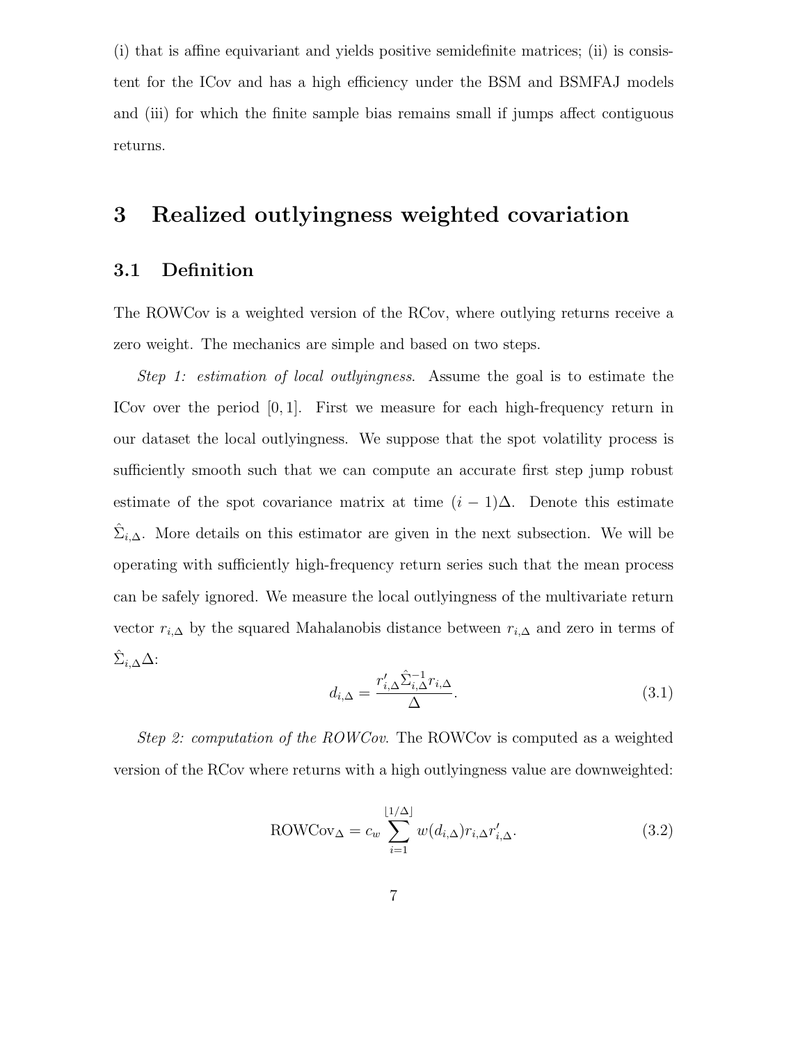(i) that is affine equivariant and yields positive semidefinite matrices; (ii) is consistent for the ICov and has a high efficiency under the BSM and BSMFAJ models and (iii) for which the finite sample bias remains small if jumps affect contiguous returns.

# 3 Realized outlyingness weighted covariation

## 3.1 Definition

The ROWCov is a weighted version of the RCov, where outlying returns receive a zero weight. The mechanics are simple and based on two steps.

*Step 1: estimation of local outlyingness.* Assume the goal is to estimate the ICov over the period $[0, 1]$. First we measure for each high-frequency return in our dataset the local outlyingness. We suppose that the spot volatility process is sufficiently smooth such that we can compute an accurate first step jump robust estimate of the spot covariance matrix at time $(i-1)\Delta$. Denote this estimate $\hat{\Sigma}_{i,\Delta}$. More details on this estimator are given in the next subsection. We will be operating with sufficiently high-frequency return series such that the mean process can be safely ignored. We measure the local outlyingness of the multivariate return vector $r_{i,\Delta}$ by the squared Mahalanobis distance between $r_{i,\Delta}$ and zero in terms of $\hat{\Sigma}_{i,\Delta}\Delta$:

$$d_{i,\Delta} = \frac{r'_{i,\Delta}\hat{\Sigma}^{-1}_{i,\Delta}r_{i,\Delta}}{\Delta}. \tag{3.1}$$

*Step 2: computation of the ROWCov.* The ROWCov is computed as a weighted version of the RCov where returns with a high outlyingness value are downweighted:

$$\text{ROWCov}_{\Delta} = c_w \sum_{i=1}^{\lfloor 1/\Delta \rfloor} w(d_{i,\Delta}) r_{i,\Delta} r'_{i,\Delta}. \tag{3.2}$$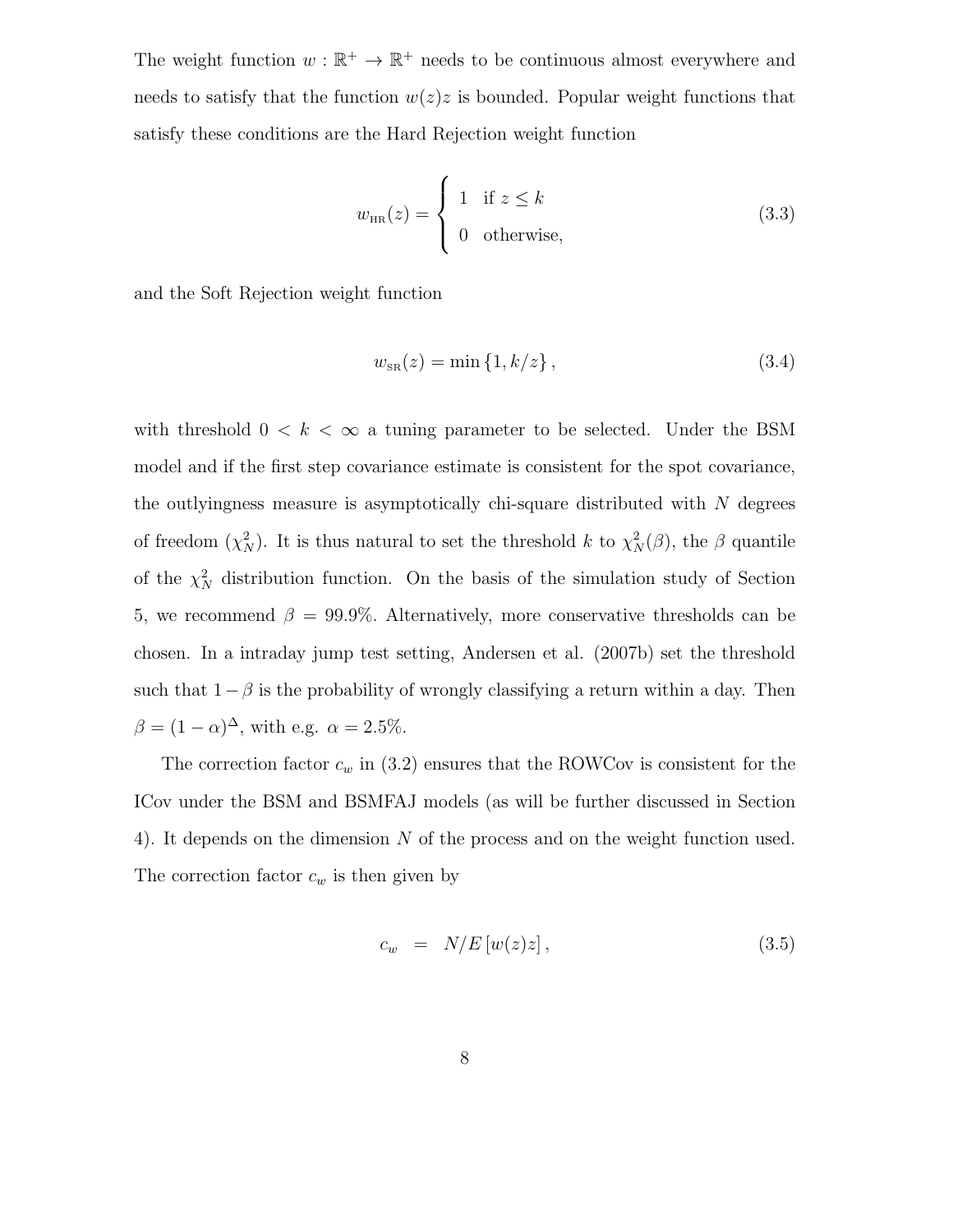The weight function $w : \mathbb{R}^+ \to \mathbb{R}^+$ needs to be continuous almost everywhere and needs to satisfy that the function $w(z)z$ is bounded. Popular weight functions that satisfy these conditions are the Hard Rejection weight function

$$w_{\text{HR}}(z) = \begin{cases} 1 & \text{if } z \leq k \\ 0 & \text{otherwise,} \end{cases} \tag{3.3}$$

and the Soft Rejection weight function

$$w_{\text{SR}}(z) = \min\{1, k/z\}, \tag{3.4}$$

with threshold $0 < k < \infty$ a tuning parameter to be selected. Under the BSM model and if the first step covariance estimate is consistent for the spot covariance, the outlyingness measure is asymptotically chi-square distributed with $N$ degrees of freedom ($\chi^2_N$). It is thus natural to set the threshold $k$ to $\chi^2_N(\beta)$, the $\beta$ quantile of the $\chi^2_N$ distribution function. On the basis of the simulation study of Section 5, we recommend $\beta = 99.9\%$. Alternatively, more conservative thresholds can be chosen. In a intraday jump test setting, Andersen et al. (2007b) set the threshold such that $1 - \beta$ is the probability of wrongly classifying a return within a day. Then $\beta = (1 - \alpha)^{\Delta}$, with e.g. $\alpha = 2.5\%$.

The correction factor $c_w$ in (3.2) ensures that the ROWCov is consistent for the ICov under the BSM and BSMFAJ models (as will be further discussed in Section 4). It depends on the dimension $N$ of the process and on the weight function used. The correction factor $c_w$ is then given by

$$c_w = N/E[w(z)z], \tag{3.5}$$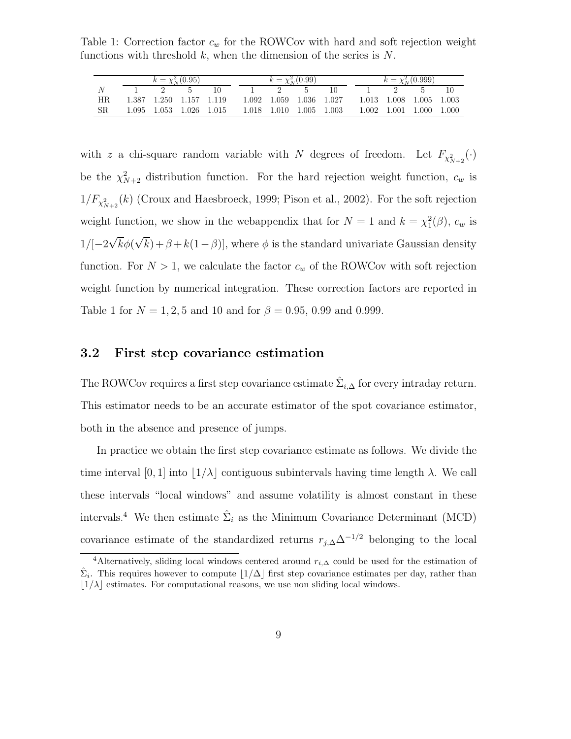Table 1: Correction factor $c_w$ for the ROWCov with hard and soft rejection weight functions with threshold $k$, when the dimension of the series is $N$.

| | $k = \chi^2_N(0.95)$ | | | | $k = \chi^2_N(0.99)$ | | | | $k = \chi^2_N(0.999)$ | | | |
|---|---|---|---|---|---|---|---|---|---|---|---|---|
| $N$ | 1 | 2 | 5 | 10 | 1 | 2 | 5 | 10 | 1 | 2 | 5 | 10 |
| HR | 1.387 | 1.250 | 1.157 | 1.119 | 1.092 | 1.059 | 1.036 | 1.027 | 1.013 | 1.008 | 1.005 | 1.003 |
| SR | 1.095 | 1.053 | 1.026 | 1.015 | 1.018 | 1.010 | 1.005 | 1.003 | 1.002 | 1.001 | 1.000 | 1.000 |

with $z$ a chi-square random variable with $N$ degrees of freedom. Let $F_{\chi^2_{N+2}}(\cdot)$ be the $\chi^2_{N+2}$ distribution function. For the hard rejection weight function, $c_w$ is $1/F_{\chi^2_{N+2}}(k)$ (Croux and Haesbroeck, 1999; Pison et al., 2002). For the soft rejection weight function, we show in the webappendix that for $N = 1$ and $k = \chi^2_1(\beta)$, $c_w$ is $1/[-2\sqrt{k}\phi(\sqrt{k}) + \beta + k(1-\beta)]$, where $\phi$ is the standard univariate Gaussian density function. For $N > 1$, we calculate the factor $c_w$ of the ROWCov with soft rejection weight function by numerical integration. These correction factors are reported in Table 1 for $N = 1, 2, 5$ and 10 and for $\beta = 0.95$, 0.99 and 0.999.

## 3.2 First step covariance estimation

The ROWCov requires a first step covariance estimate $\hat{\Sigma}_{i,\Delta}$ for every intraday return. This estimator needs to be an accurate estimator of the spot covariance estimator, both in the absence and presence of jumps.

In practice we obtain the first step covariance estimate as follows. We divide the time interval $[0, 1]$ into $\lfloor 1/\lambda \rfloor$ contiguous subintervals having time length $\lambda$. We call these intervals "local windows" and assume volatility is almost constant in these intervals.[4] We then estimate $\hat{\Sigma}_i$ as the Minimum Covariance Determinant (MCD) covariance estimate of the standardized returns $r_{j,\Delta}\Delta^{-1/2}$ belonging to the local

[4] Alternatively, sliding local windows centered around $r_{i,\Delta}$ could be used for the estimation of $\hat{\Sigma}_i$. This requires however to compute $\lfloor 1/\Delta \rfloor$ first step covariance estimates per day, rather than $\lfloor 1/\lambda \rfloor$ estimates. For computational reasons, we use non sliding local windows.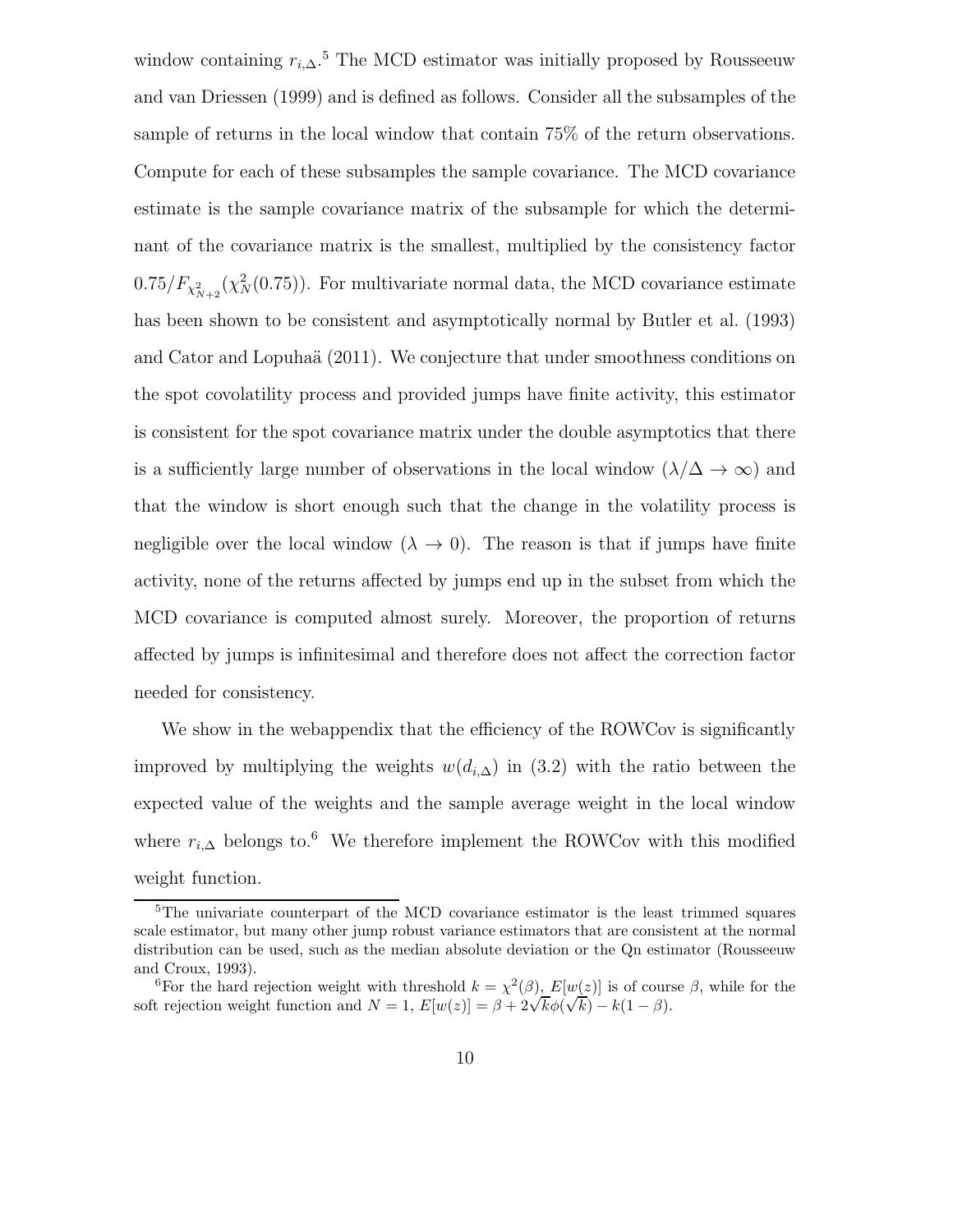window containing $r_{i,\Delta}$.[5] The MCD estimator was initially proposed by Rousseeuw and van Driessen (1999) and is defined as follows. Consider all the subsamples of the sample of returns in the local window that contain 75% of the return observations. Compute for each of these subsamples the sample covariance. The MCD covariance estimate is the sample covariance matrix of the subsample for which the determinant of the covariance matrix is the smallest, multiplied by the consistency factor $0.75/F_{\chi^2_{N+2}}(\chi^2_N(0.75))$. For multivariate normal data, the MCD covariance estimate has been shown to be consistent and asymptotically normal by Butler et al. (1993) and Cator and Lopuhaä (2011). We conjecture that under smoothness conditions on the spot covolatility process and provided jumps have finite activity, this estimator is consistent for the spot covariance matrix under the double asymptotics that there is a sufficiently large number of observations in the local window ($\lambda/\Delta \to \infty$) and that the window is short enough such that the change in the volatility process is negligible over the local window ($\lambda \to 0$). The reason is that if jumps have finite activity, none of the returns affected by jumps end up in the subset from which the MCD covariance is computed almost surely. Moreover, the proportion of returns affected by jumps is infinitesimal and therefore does not affect the correction factor needed for consistency.

We show in the webappendix that the efficiency of the ROWCov is significantly improved by multiplying the weights $w(d_{i,\Delta})$ in (3.2) with the ratio between the expected value of the weights and the sample average weight in the local window where $r_{i,\Delta}$ belongs to.[6] We therefore implement the ROWCov with this modified weight function.

[5] The univariate counterpart of the MCD covariance estimator is the least trimmed squares scale estimator, but many other jump robust variance estimators that are consistent at the normal distribution can be used, such as the median absolute deviation or the Qn estimator (Rousseeuw and Croux, 1993).

[6] For the hard rejection weight with threshold $k = \chi^2(\beta)$, $E[w(z)]$ is of course $\beta$, while for the soft rejection weight function and $N = 1$, $E[w(z)] = \beta + 2\sqrt{k}\phi(\sqrt{k}) - k(1-\beta)$.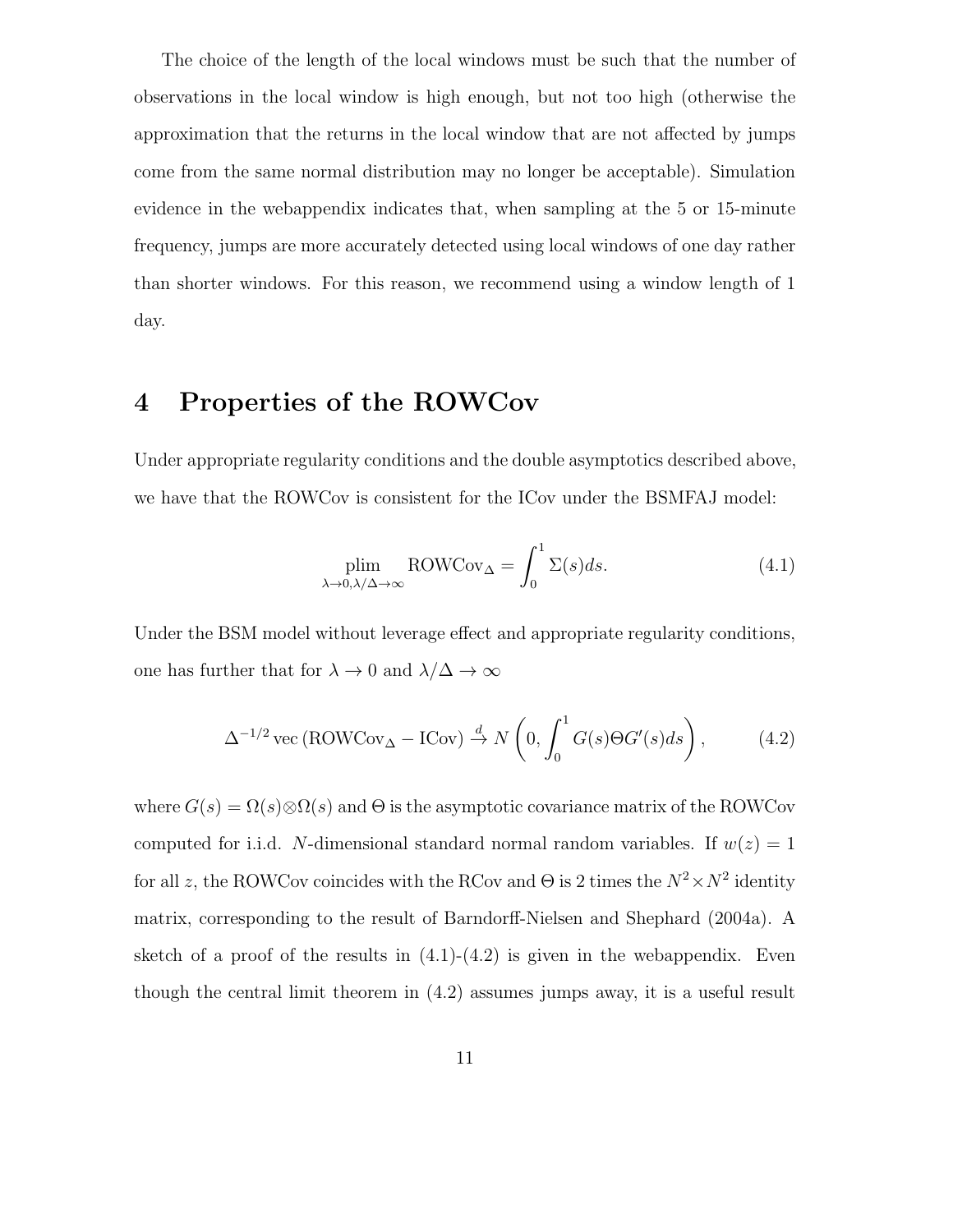The choice of the length of the local windows must be such that the number of observations in the local window is high enough, but not too high (otherwise the approximation that the returns in the local window that are not affected by jumps come from the same normal distribution may no longer be acceptable). Simulation evidence in the webappendix indicates that, when sampling at the 5 or 15-minute frequency, jumps are more accurately detected using local windows of one day rather than shorter windows. For this reason, we recommend using a window length of 1 day.

# 4 Properties of the ROWCov

Under appropriate regularity conditions and the double asymptotics described above, we have that the ROWCov is consistent for the ICov under the BSMFAJ model:

$$\operatorname*{plim}_{\lambda \to 0, \lambda/\Delta \to \infty} \text{ROWCov}_{\Delta} = \int_0^1 \Sigma(s) ds. \tag{4.1}$$

Under the BSM model without leverage effect and appropriate regularity conditions, one has further that for $\lambda \to 0$ and $\lambda/\Delta \to \infty$

$$\Delta^{-1/2} \operatorname{vec}\left(\text{ROWCov}_{\Delta} - \text{ICov}\right) \xrightarrow{d} N\left(0, \int_0^1 G(s)\Theta G'(s) ds\right), \tag{4.2}$$

where $G(s) = \Omega(s) \otimes \Omega(s)$ and $\Theta$ is the asymptotic covariance matrix of the ROWCov computed for i.i.d. $N$-dimensional standard normal random variables. If $w(z) = 1$ for all $z$, the ROWCov coincides with the RCov and $\Theta$ is 2 times the $N^2 \times N^2$ identity matrix, corresponding to the result of Barndorff-Nielsen and Shephard (2004a). A sketch of a proof of the results in (4.1)-(4.2) is given in the webappendix. Even though the central limit theorem in (4.2) assumes jumps away, it is a useful result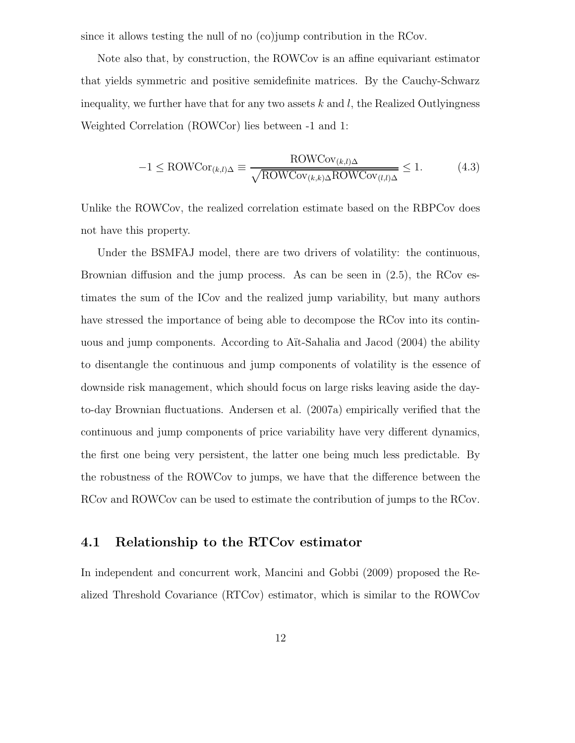since it allows testing the null of no (co)jump contribution in the RCov.

Note also that, by construction, the ROWCov is an affine equivariant estimator that yields symmetric and positive semidefinite matrices. By the Cauchy-Schwarz inequality, we further have that for any two assets $k$ and $l$, the Realized Outlyingness Weighted Correlation (ROWCor) lies between -1 and 1:

$$-1 \leq \text{ROWCor}_{(k,l)\Delta} \equiv \frac{\text{ROWCov}_{(k,l)\Delta}}{\sqrt{\text{ROWCov}_{(k,k)\Delta}\text{ROWCov}_{(l,l)\Delta}}} \leq 1. \tag{4.3}$$

Unlike the ROWCov, the realized correlation estimate based on the RBPCov does not have this property.

Under the BSMFAJ model, there are two drivers of volatility: the continuous, Brownian diffusion and the jump process. As can be seen in (2.5), the RCov estimates the sum of the ICov and the realized jump variability, but many authors have stressed the importance of being able to decompose the RCov into its continuous and jump components. According to Aït-Sahalia and Jacod (2004) the ability to disentangle the continuous and jump components of volatility is the essence of downside risk management, which should focus on large risks leaving aside the day-to-day Brownian fluctuations. Andersen et al. (2007a) empirically verified that the continuous and jump components of price variability have very different dynamics, the first one being very persistent, the latter one being much less predictable. By the robustness of the ROWCov to jumps, we have that the difference between the RCov and ROWCov can be used to estimate the contribution of jumps to the RCov.

## 4.1 Relationship to the RTCov estimator

In independent and concurrent work, Mancini and Gobbi (2009) proposed the Realized Threshold Covariance (RTCov) estimator, which is similar to the ROWCov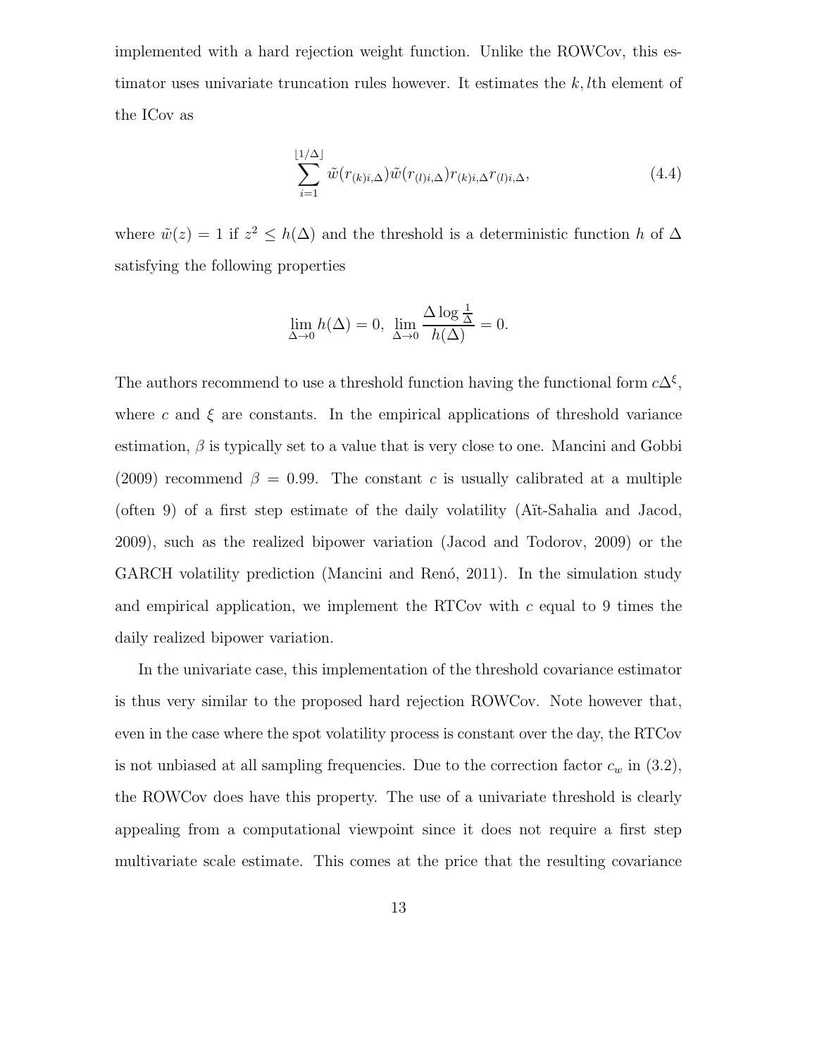implemented with a hard rejection weight function. Unlike the ROWCov, this estimator uses univariate truncation rules however. It estimates the $k, l$th element of the ICov as

$$\sum_{i=1}^{\lfloor 1/\Delta \rfloor} \tilde{w}(r_{(k)i,\Delta})\tilde{w}(r_{(l)i,\Delta})r_{(k)i,\Delta}r_{(l)i,\Delta}, \tag{4.4}$$

where $\tilde{w}(z) = 1$ if $z^2 \leq h(\Delta)$ and the threshold is a deterministic function $h$ of $\Delta$ satisfying the following properties

$$\lim_{\Delta \to 0} h(\Delta) = 0, \ \lim_{\Delta \to 0} \frac{\Delta \log \frac{1}{\Delta}}{h(\Delta)} = 0.$$

The authors recommend to use a threshold function having the functional form $c\Delta^{\xi}$, where $c$ and $\xi$ are constants. In the empirical applications of threshold variance estimation, $\beta$ is typically set to a value that is very close to one. Mancini and Gobbi (2009) recommend $\beta = 0.99$. The constant $c$ is usually calibrated at a multiple (often 9) of a first step estimate of the daily volatility (Aït-Sahalia and Jacod, 2009), such as the realized bipower variation (Jacod and Todorov, 2009) or the GARCH volatility prediction (Mancini and Renó, 2011). In the simulation study and empirical application, we implement the RTCov with $c$ equal to 9 times the daily realized bipower variation.

In the univariate case, this implementation of the threshold covariance estimator is thus very similar to the proposed hard rejection ROWCov. Note however that, even in the case where the spot volatility process is constant over the day, the RTCov is not unbiased at all sampling frequencies. Due to the correction factor $c_w$ in (3.2), the ROWCov does have this property. The use of a univariate threshold is clearly appealing from a computational viewpoint since it does not require a first step multivariate scale estimate. This comes at the price that the resulting covariance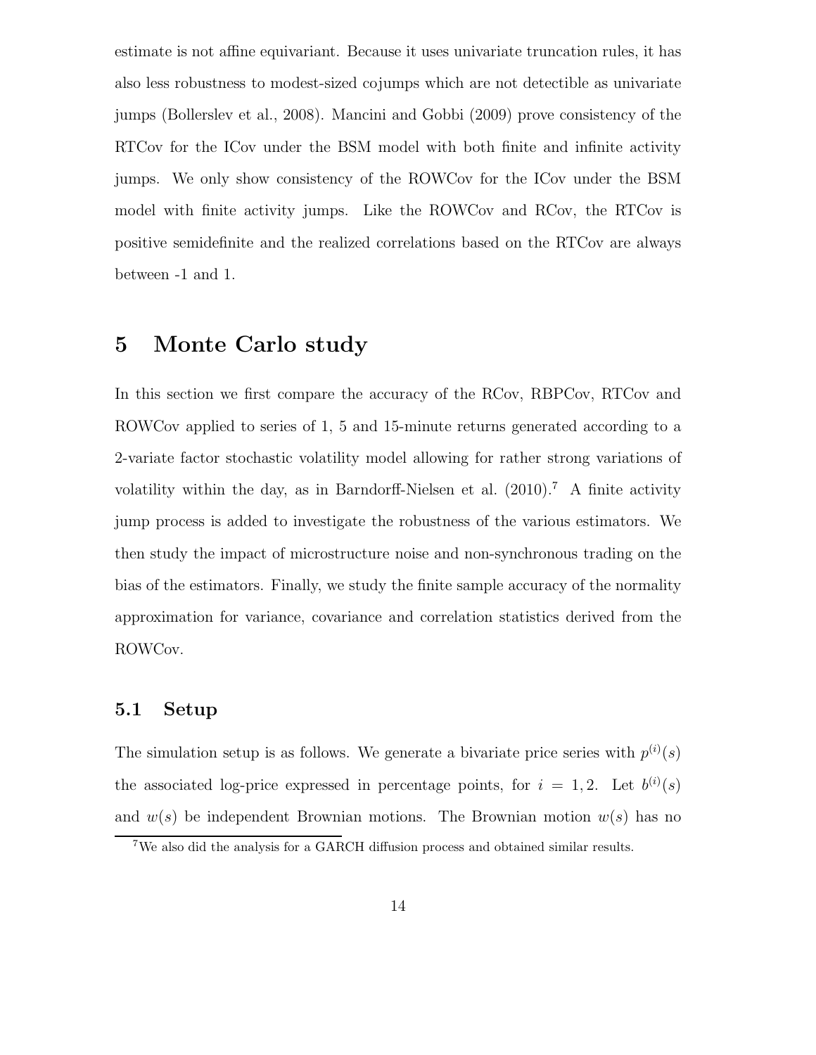estimate is not affine equivariant. Because it uses univariate truncation rules, it has also less robustness to modest-sized cojumps which are not detectible as univariate jumps (Bollerslev et al., 2008). Mancini and Gobbi (2009) prove consistency of the RTCov for the ICov under the BSM model with both finite and infinite activity jumps. We only show consistency of the ROWCov for the ICov under the BSM model with finite activity jumps. Like the ROWCov and RCov, the RTCov is positive semidefinite and the realized correlations based on the RTCov are always between -1 and 1.

# 5 Monte Carlo study

In this section we first compare the accuracy of the RCov, RBPCov, RTCov and ROWCov applied to series of 1, 5 and 15-minute returns generated according to a 2-variate factor stochastic volatility model allowing for rather strong variations of volatility within the day, as in Barndorff-Nielsen et al. (2010).[7] A finite activity jump process is added to investigate the robustness of the various estimators. We then study the impact of microstructure noise and non-synchronous trading on the bias of the estimators. Finally, we study the finite sample accuracy of the normality approximation for variance, covariance and correlation statistics derived from the ROWCov.

## 5.1 Setup

The simulation setup is as follows. We generate a bivariate price series with $p^{(i)}(s)$ the associated log-price expressed in percentage points, for $i = 1, 2$. Let $b^{(i)}(s)$ and $w(s)$ be independent Brownian motions. The Brownian motion $w(s)$ has no

[7] We also did the analysis for a GARCH diffusion process and obtained similar results.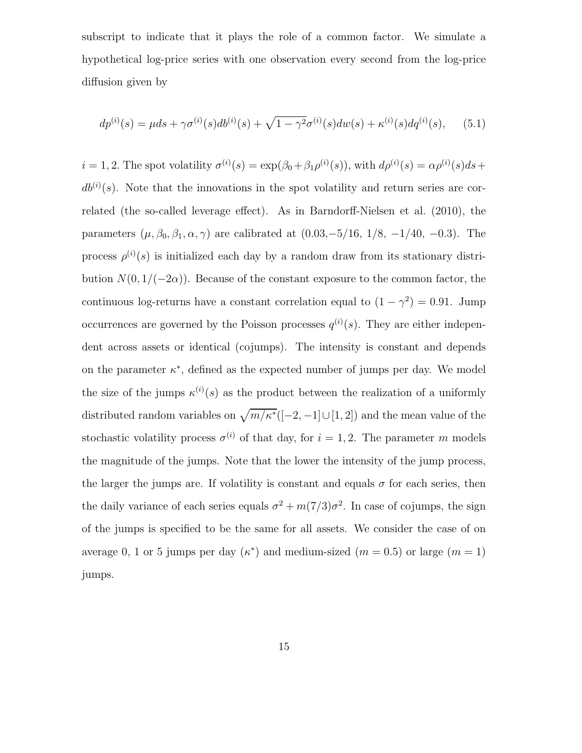subscript to indicate that it plays the role of a common factor. We simulate a hypothetical log-price series with one observation every second from the log-price diffusion given by

$$dp^{(i)}(s) = \mu ds + \gamma\sigma^{(i)}(s)db^{(i)}(s) + \sqrt{1-\gamma^2}\sigma^{(i)}(s)dw(s) + \kappa^{(i)}(s)dq^{(i)}(s), \qquad (5.1)$$

$i = 1, 2$. The spot volatility $\sigma^{(i)}(s) = \exp(\beta_0 + \beta_1\rho^{(i)}(s))$, with $d\rho^{(i)}(s) = \alpha\rho^{(i)}(s)ds + db^{(i)}(s)$. Note that the innovations in the spot volatility and return series are correlated (the so-called leverage effect). As in Barndorff-Nielsen et al. (2010), the parameters $(\mu, \beta_0, \beta_1, \alpha, \gamma)$ are calibrated at $(0.03, -5/16,\ 1/8,\ -1/40,\ -0.3)$. The process $\rho^{(i)}(s)$ is initialized each day by a random draw from its stationary distribution $N(0, 1/(-2\alpha))$. Because of the constant exposure to the common factor, the continuous log-returns have a constant correlation equal to $(1-\gamma^2) = 0.91$. Jump occurrences are governed by the Poisson processes $q^{(i)}(s)$. They are either independent across assets or identical (cojumps). The intensity is constant and depends on the parameter $\kappa^*$, defined as the expected number of jumps per day. We model the size of the jumps $\kappa^{(i)}(s)$ as the product between the realization of a uniformly distributed random variables on $\sqrt{m/\kappa^*}([-2,-1] \cup [1,2])$ and the mean value of the stochastic volatility process $\sigma^{(i)}$ of that day, for $i = 1, 2$. The parameter $m$ models the magnitude of the jumps. Note that the lower the intensity of the jump process, the larger the jumps are. If volatility is constant and equals $\sigma$ for each series, then the daily variance of each series equals $\sigma^2 + m(7/3)\sigma^2$. In case of cojumps, the sign of the jumps is specified to be the same for all assets. We consider the case of on average 0, 1 or 5 jumps per day ($\kappa^*$) and medium-sized ($m = 0.5$) or large ($m = 1$) jumps.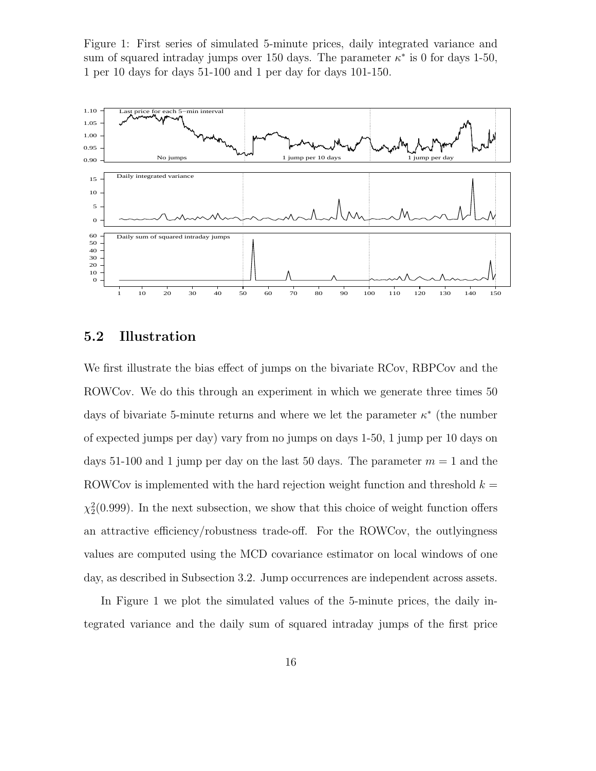Figure 1: First series of simulated 5-minute prices, daily integrated variance and sum of squared intraday jumps over 150 days. The parameter $\kappa^*$ is 0 for days 1-50, 1 per 10 days for days 51-100 and 1 per day for days 101-150.

## 5.2 Illustration

We first illustrate the bias effect of jumps on the bivariate RCov, RBPCov and the ROWCov. We do this through an experiment in which we generate three times 50 days of bivariate 5-minute returns and where we let the parameter $\kappa^*$ (the number of expected jumps per day) vary from no jumps on days 1-50, 1 jump per 10 days on days 51-100 and 1 jump per day on the last 50 days. The parameter $m = 1$ and the ROWCov is implemented with the hard rejection weight function and threshold $k = \chi_2^2(0.999)$. In the next subsection, we show that this choice of weight function offers an attractive efficiency/robustness trade-off. For the ROWCov, the outlyingness values are computed using the MCD covariance estimator on local windows of one day, as described in Subsection 3.2. Jump occurrences are independent across assets.

In Figure 1 we plot the simulated values of the 5-minute prices, the daily integrated variance and the daily sum of squared intraday jumps of the first price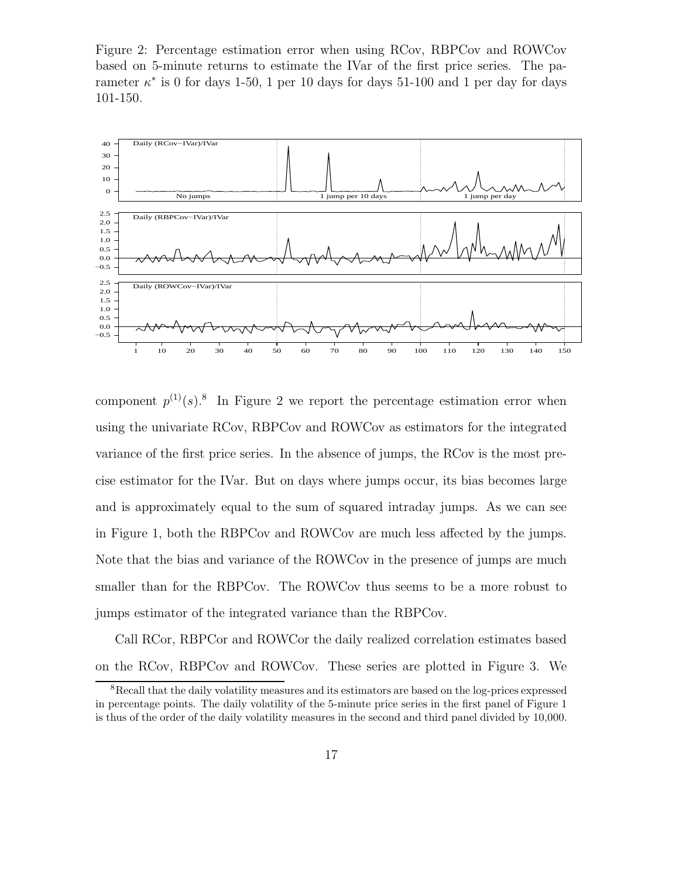Figure 2: Percentage estimation error when using RCov, RBPCov and ROWCov based on 5-minute returns to estimate the IVar of the first price series. The parameter $\kappa^*$ is 0 for days 1-50, 1 per 10 days for days 51-100 and 1 per day for days 101-150.

component $p^{(1)}(s)$.[8] In Figure 2 we report the percentage estimation error when using the univariate RCov, RBPCov and ROWCov as estimators for the integrated variance of the first price series. In the absence of jumps, the RCov is the most precise estimator for the IVar. But on days where jumps occur, its bias becomes large and is approximately equal to the sum of squared intraday jumps. As we can see in Figure 1, both the RBPCov and ROWCov are much less affected by the jumps. Note that the bias and variance of the ROWCov in the presence of jumps are much smaller than for the RBPCov. The ROWCov thus seems to be a more robust to jumps estimator of the integrated variance than the RBPCov.

Call RCor, RBPCor and ROWCor the daily realized correlation estimates based on the RCov, RBPCov and ROWCov. These series are plotted in Figure 3. We

[8] Recall that the daily volatility measures and its estimators are based on the log-prices expressed in percentage points. The daily volatility of the 5-minute price series in the first panel of Figure 1 is thus of the order of the daily volatility measures in the second and third panel divided by 10,000.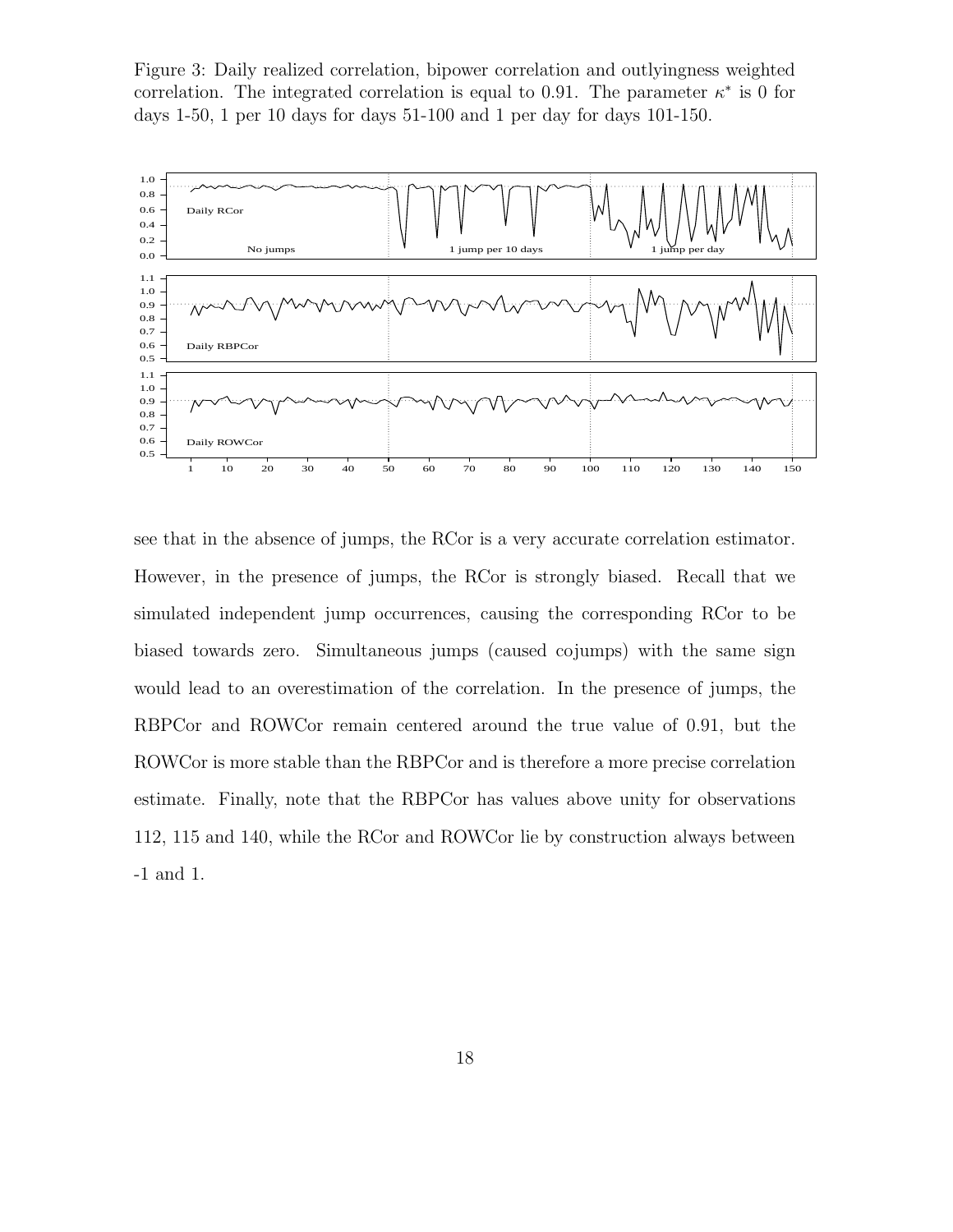Figure 3: Daily realized correlation, bipower correlation and outlyingness weighted correlation. The integrated correlation is equal to 0.91. The parameter $\kappa^*$ is 0 for days 1-50, 1 per 10 days for days 51-100 and 1 per day for days 101-150.

see that in the absence of jumps, the RCor is a very accurate correlation estimator. However, in the presence of jumps, the RCor is strongly biased. Recall that we simulated independent jump occurrences, causing the corresponding RCor to be biased towards zero. Simultaneous jumps (caused cojumps) with the same sign would lead to an overestimation of the correlation. In the presence of jumps, the RBPCor and ROWCor remain centered around the true value of 0.91, but the ROWCor is more stable than the RBPCor and is therefore a more precise correlation estimate. Finally, note that the RBPCor has values above unity for observations 112, 115 and 140, while the RCor and ROWCor lie by construction always between -1 and 1.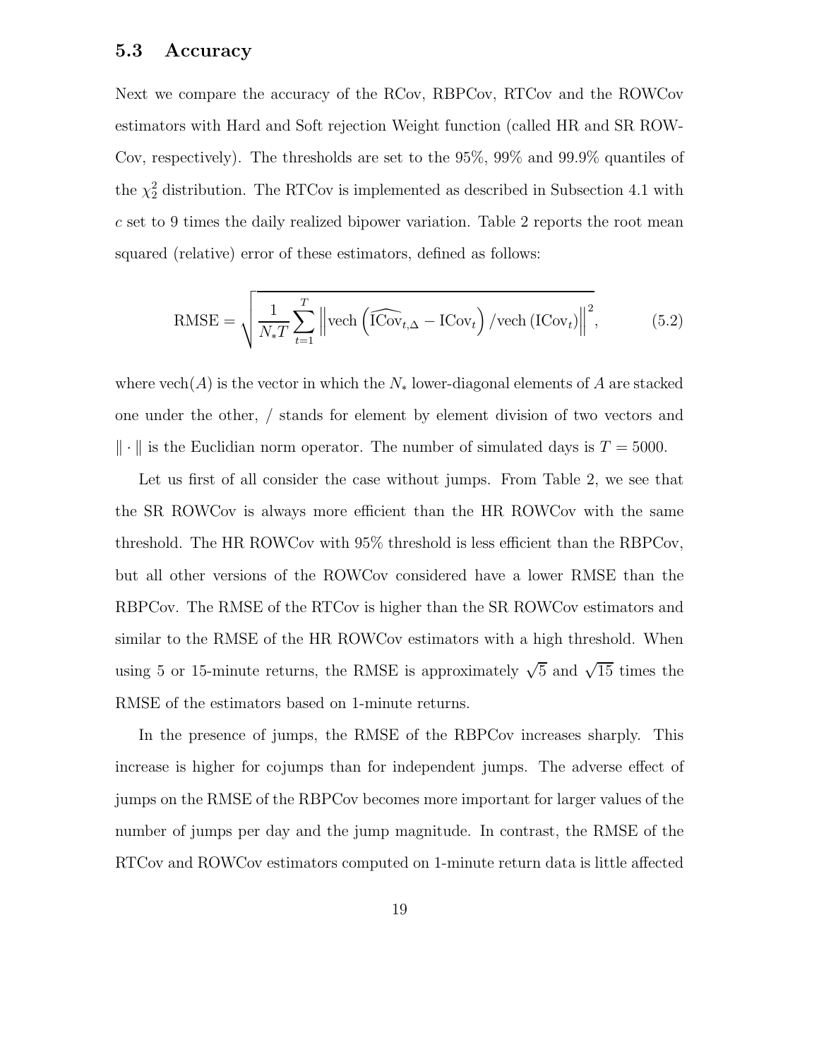### 5.3 Accuracy

Next we compare the accuracy of the RCov, RBPCov, RTCov and the ROWCov estimators with Hard and Soft rejection Weight function (called HR and SR ROWCov, respectively). The thresholds are set to the 95%, 99% and 99.9% quantiles of the $\chi^2_2$ distribution. The RTCov is implemented as described in Subsection 4.1 with $c$ set to 9 times the daily realized bipower variation. Table 2 reports the root mean squared (relative) error of these estimators, defined as follows:

$$\text{RMSE} = \sqrt{\frac{1}{N_* T} \sum_{t=1}^{T} \left\| \text{vech}\left( \widehat{\text{ICov}}_{t,\Delta} - \text{ICov}_t \right) / \text{vech}\left( \text{ICov}_t \right) \right\|^2}, \tag{5.2}$$

where $\text{vech}(A)$ is the vector in which the $N_*$ lower-diagonal elements of $A$ are stacked one under the other, / stands for element by element division of two vectors and $\|\cdot\|$ is the Euclidian norm operator. The number of simulated days is $T = 5000$.

Let us first of all consider the case without jumps. From Table 2, we see that the SR ROWCov is always more efficient than the HR ROWCov with the same threshold. The HR ROWCov with 95% threshold is less efficient than the RBPCov, but all other versions of the ROWCov considered have a lower RMSE than the RBPCov. The RMSE of the RTCov is higher than the SR ROWCov estimators and similar to the RMSE of the HR ROWCov estimators with a high threshold. When using 5 or 15-minute returns, the RMSE is approximately $\sqrt{5}$ and $\sqrt{15}$ times the RMSE of the estimators based on 1-minute returns.

In the presence of jumps, the RMSE of the RBPCov increases sharply. This increase is higher for cojumps than for independent jumps. The adverse effect of jumps on the RMSE of the RBPCov becomes more important for larger values of the number of jumps per day and the jump magnitude. In contrast, the RMSE of the RTCov and ROWCov estimators computed on 1-minute return data is little affected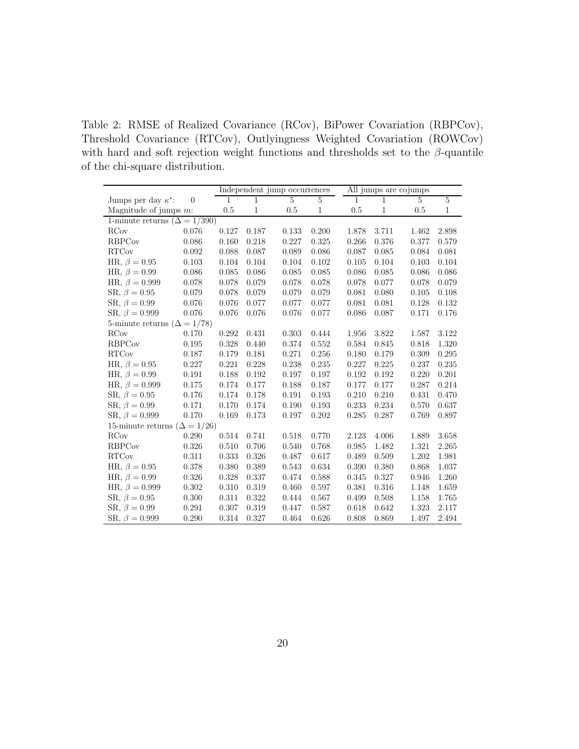Table 2: RMSE of Realized Covariance (RCov), BiPower Covariation (RBPCov), Threshold Covariance (RTCov), Outlyingness Weighted Covariation (ROWCov) with hard and soft rejection weight functions and thresholds set to the $\beta$-quantile of the chi-square distribution.

| | | Independent jump occurrences | | | | All jumps are cojumps | | | |
|---|---|---|---|---|---|---|---|---|---|
| Jumps per day $\kappa^*$: | 0 | 1 | 1 | 5 | 5 | 1 | 1 | 5 | 5 |
| Magnitude of jumps $m$: | | 0.5 | 1 | 0.5 | 1 | 0.5 | 1 | 0.5 | 1 |
| 1-minute returns ($\Delta = 1/390$) | | | | | | | | | |
| RCov | 0.076 | 0.127 | 0.187 | 0.133 | 0.200 | 1.878 | 3.711 | 1.462 | 2.898 |
| RBPCov | 0.086 | 0.160 | 0.218 | 0.227 | 0.325 | 0.266 | 0.376 | 0.377 | 0.579 |
| RTCov | 0.092 | 0.088 | 0.087 | 0.089 | 0.086 | 0.087 | 0.085 | 0.084 | 0.081 |
| HR, $\beta = 0.95$ | 0.103 | 0.104 | 0.104 | 0.104 | 0.102 | 0.105 | 0.104 | 0.103 | 0.104 |
| HR, $\beta = 0.99$ | 0.086 | 0.085 | 0.086 | 0.085 | 0.085 | 0.086 | 0.085 | 0.086 | 0.086 |
| HR, $\beta = 0.999$ | 0.078 | 0.078 | 0.079 | 0.078 | 0.078 | 0.078 | 0.077 | 0.078 | 0.079 |
| SR, $\beta = 0.95$ | 0.079 | 0.078 | 0.079 | 0.079 | 0.079 | 0.081 | 0.080 | 0.105 | 0.108 |
| SR, $\beta = 0.99$ | 0.076 | 0.076 | 0.077 | 0.077 | 0.077 | 0.081 | 0.081 | 0.128 | 0.132 |
| SR, $\beta = 0.999$ | 0.076 | 0.076 | 0.076 | 0.076 | 0.077 | 0.086 | 0.087 | 0.171 | 0.176 |
| 5-minute returns ($\Delta = 1/78$) | | | | | | | | | |
| RCov | 0.170 | 0.292 | 0.431 | 0.303 | 0.444 | 1.956 | 3.822 | 1.587 | 3.122 |
| RBPCov | 0.195 | 0.328 | 0.440 | 0.374 | 0.552 | 0.584 | 0.845 | 0.818 | 1.320 |
| RTCov | 0.187 | 0.179 | 0.181 | 0.271 | 0.256 | 0.180 | 0.179 | 0.309 | 0.295 |
| HR, $\beta = 0.95$ | 0.227 | 0.221 | 0.228 | 0.238 | 0.235 | 0.227 | 0.225 | 0.237 | 0.235 |
| HR, $\beta = 0.99$ | 0.191 | 0.188 | 0.192 | 0.197 | 0.197 | 0.192 | 0.192 | 0.220 | 0.201 |
| HR, $\beta = 0.999$ | 0.175 | 0.174 | 0.177 | 0.188 | 0.187 | 0.177 | 0.177 | 0.287 | 0.214 |
| SR, $\beta = 0.95$ | 0.176 | 0.174 | 0.178 | 0.191 | 0.193 | 0.210 | 0.210 | 0.431 | 0.470 |
| SR, $\beta = 0.99$ | 0.171 | 0.170 | 0.174 | 0.190 | 0.193 | 0.233 | 0.234 | 0.570 | 0.637 |
| SR, $\beta = 0.999$ | 0.170 | 0.169 | 0.173 | 0.197 | 0.202 | 0.285 | 0.287 | 0.769 | 0.897 |
| 15-minute returns ($\Delta = 1/26$) | | | | | | | | | |
| RCov | 0.290 | 0.514 | 0.741 | 0.518 | 0.770 | 2.123 | 4.006 | 1.889 | 3.658 |
| RBPCov | 0.326 | 0.510 | 0.706 | 0.540 | 0.768 | 0.985 | 1.482 | 1.321 | 2.265 |
| RTCov | 0.311 | 0.333 | 0.326 | 0.487 | 0.617 | 0.489 | 0.509 | 1.202 | 1.981 |
| HR, $\beta = 0.95$ | 0.378 | 0.380 | 0.389 | 0.543 | 0.634 | 0.390 | 0.380 | 0.868 | 1.037 |
| HR, $\beta = 0.99$ | 0.326 | 0.328 | 0.337 | 0.474 | 0.588 | 0.345 | 0.327 | 0.946 | 1.260 |
| HR, $\beta = 0.999$ | 0.302 | 0.310 | 0.319 | 0.460 | 0.597 | 0.381 | 0.316 | 1.148 | 1.659 |
| SR, $\beta = 0.95$ | 0.300 | 0.311 | 0.322 | 0.444 | 0.567 | 0.499 | 0.508 | 1.158 | 1.765 |
| SR, $\beta = 0.99$ | 0.291 | 0.307 | 0.319 | 0.447 | 0.587 | 0.618 | 0.642 | 1.323 | 2.117 |
| SR, $\beta = 0.999$ | 0.290 | 0.314 | 0.327 | 0.464 | 0.626 | 0.808 | 0.869 | 1.497 | 2.494 |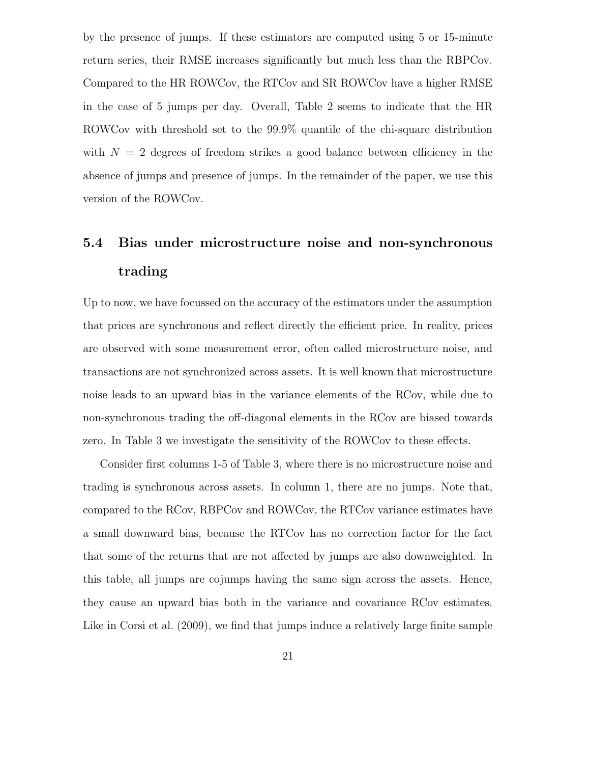by the presence of jumps. If these estimators are computed using 5 or 15-minute return series, their RMSE increases significantly but much less than the RBPCov. Compared to the HR ROWCov, the RTCov and SR ROWCov have a higher RMSE in the case of 5 jumps per day. Overall, Table 2 seems to indicate that the HR ROWCov with threshold set to the 99.9% quantile of the chi-square distribution with $N = 2$ degrees of freedom strikes a good balance between efficiency in the absence of jumps and presence of jumps. In the remainder of the paper, we use this version of the ROWCov.

### 5.4 Bias under microstructure noise and non-synchronous trading

Up to now, we have focussed on the accuracy of the estimators under the assumption that prices are synchronous and reflect directly the efficient price. In reality, prices are observed with some measurement error, often called microstructure noise, and transactions are not synchronized across assets. It is well known that microstructure noise leads to an upward bias in the variance elements of the RCov, while due to non-synchronous trading the off-diagonal elements in the RCov are biased towards zero. In Table 3 we investigate the sensitivity of the ROWCov to these effects.

Consider first columns 1-5 of Table 3, where there is no microstructure noise and trading is synchronous across assets. In column 1, there are no jumps. Note that, compared to the RCov, RBPCov and ROWCov, the RTCov variance estimates have a small downward bias, because the RTCov has no correction factor for the fact that some of the returns that are not affected by jumps are also downweighted. In this table, all jumps are cojumps having the same sign across the assets. Hence, they cause an upward bias both in the variance and covariance RCov estimates. Like in Corsi et al. (2009), we find that jumps induce a relatively large finite sample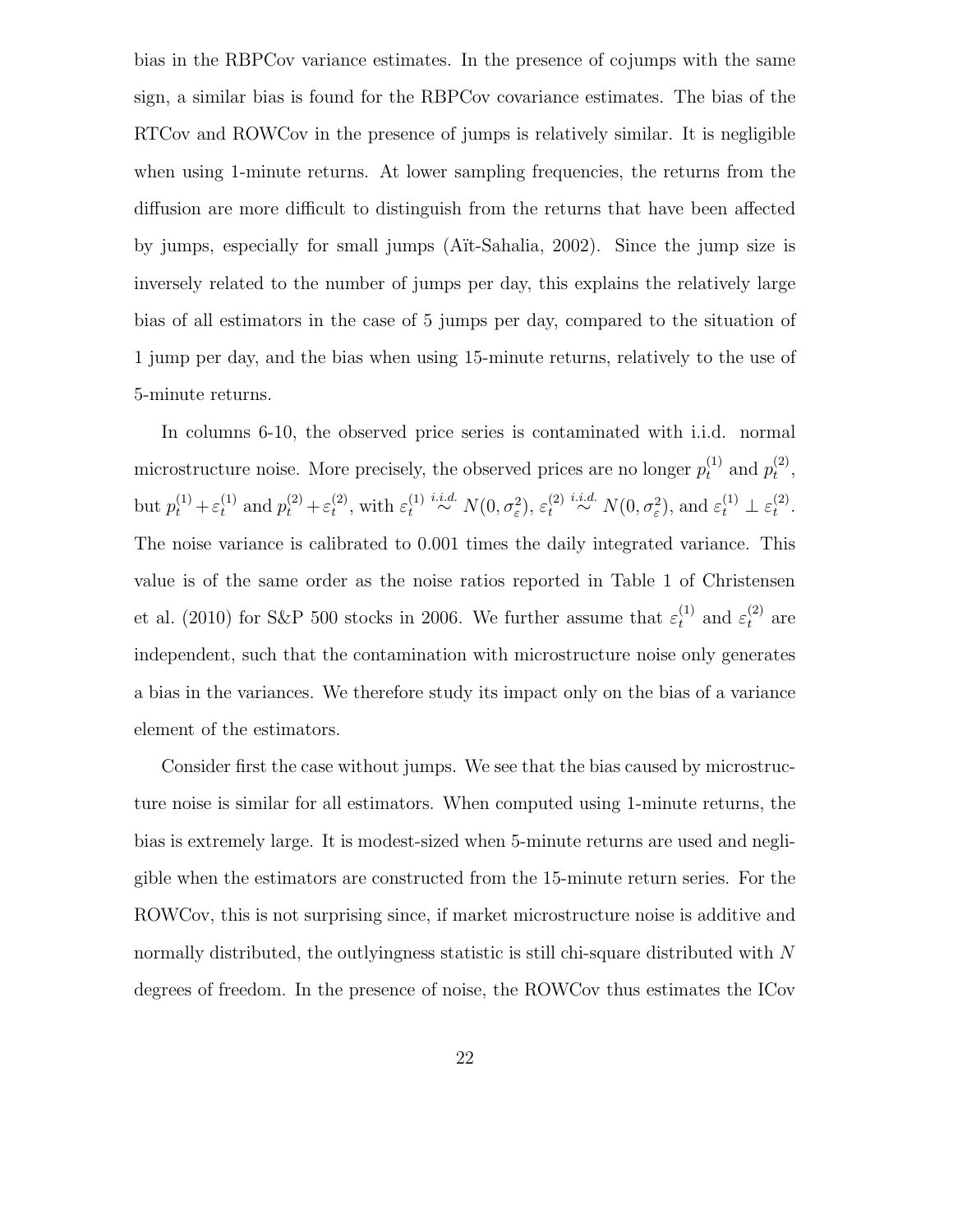bias in the RBPCov variance estimates. In the presence of cojumps with the same sign, a similar bias is found for the RBPCov covariance estimates. The bias of the RTCov and ROWCov in the presence of jumps is relatively similar. It is negligible when using 1-minute returns. At lower sampling frequencies, the returns from the diffusion are more difficult to distinguish from the returns that have been affected by jumps, especially for small jumps (Aït-Sahalia, 2002). Since the jump size is inversely related to the number of jumps per day, this explains the relatively large bias of all estimators in the case of 5 jumps per day, compared to the situation of 1 jump per day, and the bias when using 15-minute returns, relatively to the use of 5-minute returns.

In columns 6-10, the observed price series is contaminated with i.i.d. normal microstructure noise. More precisely, the observed prices are no longer $p_t^{(1)}$ and $p_t^{(2)}$, but $p_t^{(1)} + \varepsilon_t^{(1)}$ and $p_t^{(2)} + \varepsilon_t^{(2)}$, with $\varepsilon_t^{(1)} \overset{i.i.d.}{\sim} N(0, \sigma_\varepsilon^2)$, $\varepsilon_t^{(2)} \overset{i.i.d.}{\sim} N(0, \sigma_\varepsilon^2)$, and $\varepsilon_t^{(1)} \perp \varepsilon_t^{(2)}$. The noise variance is calibrated to 0.001 times the daily integrated variance. This value is of the same order as the noise ratios reported in Table 1 of Christensen et al. (2010) for S&P 500 stocks in 2006. We further assume that $\varepsilon_t^{(1)}$ and $\varepsilon_t^{(2)}$ are independent, such that the contamination with microstructure noise only generates a bias in the variances. We therefore study its impact only on the bias of a variance element of the estimators.

Consider first the case without jumps. We see that the bias caused by microstructure noise is similar for all estimators. When computed using 1-minute returns, the bias is extremely large. It is modest-sized when 5-minute returns are used and negligible when the estimators are constructed from the 15-minute return series. For the ROWCov, this is not surprising since, if market microstructure noise is additive and normally distributed, the outlyingness statistic is still chi-square distributed with $N$ degrees of freedom. In the presence of noise, the ROWCov thus estimates the ICov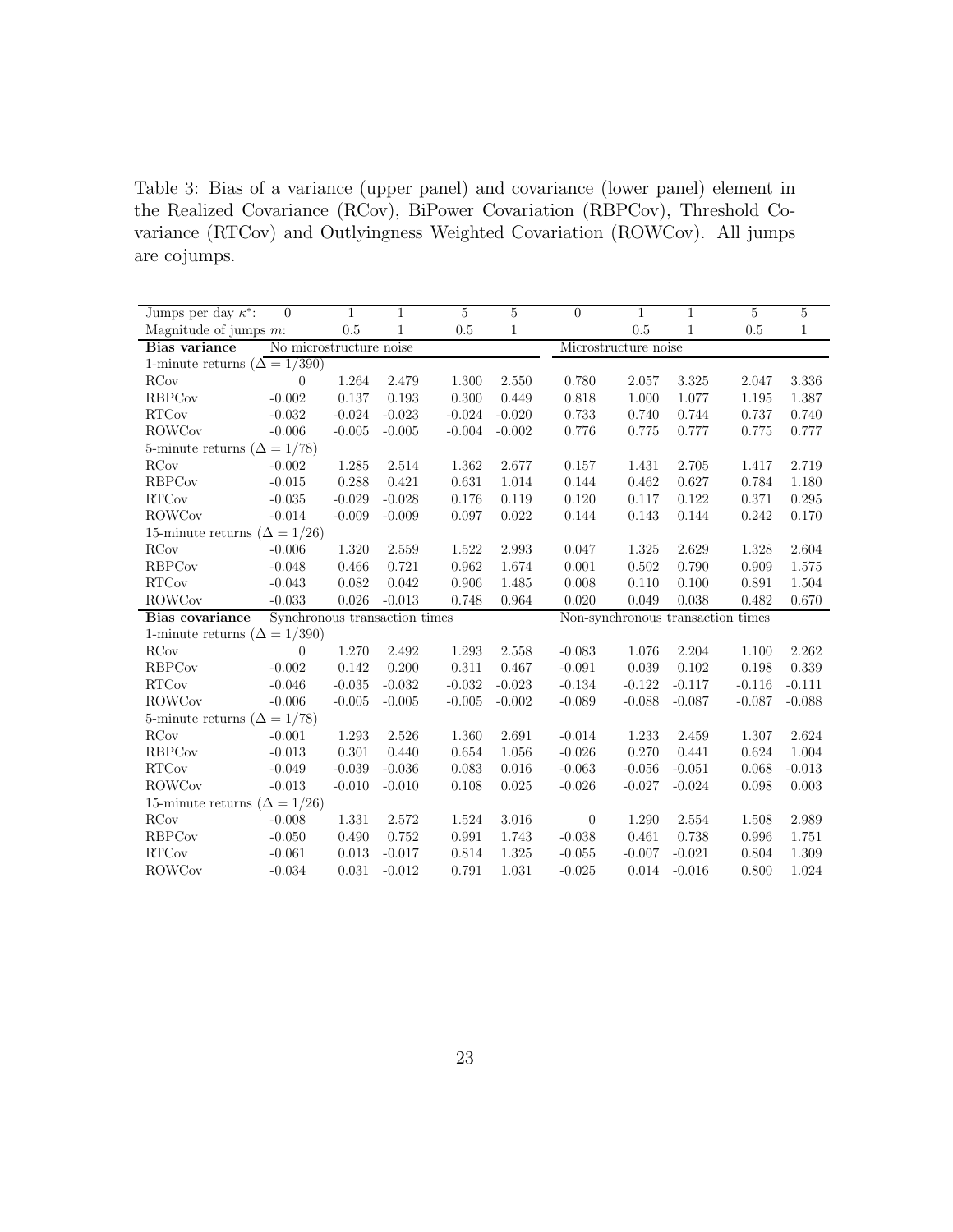Table 3: Bias of a variance (upper panel) and covariance (lower panel) element in the Realized Covariance (RCov), BiPower Covariation (RBPCov), Threshold Covariance (RTCov) and Outlyingness Weighted Covariation (ROWCov). All jumps are cojumps.

| Jumps per day $\kappa^*$: | 0 | 1 | 1 | 5 | 5 | 0 | 1 | 1 | 5 | 5 |
|---|---|---|---|---|---|---|---|---|---|---|
| Magnitude of jumps $m$: | | 0.5 | 1 | 0.5 | 1 | | 0.5 | 1 | 0.5 | 1 |
| **Bias variance** | No microstructure noise | | | | | Microstructure noise | | | | |
| 1-minute returns ($\Delta = 1/390$) | | | | | | | | | | |
| RCov | 0 | 1.264 | 2.479 | 1.300 | 2.550 | 0.780 | 2.057 | 3.325 | 2.047 | 3.336 |
| RBPCov | -0.002 | 0.137 | 0.193 | 0.300 | 0.449 | 0.818 | 1.000 | 1.077 | 1.195 | 1.387 |
| RTCov | -0.032 | -0.024 | -0.023 | -0.024 | -0.020 | 0.733 | 0.740 | 0.744 | 0.737 | 0.740 |
| ROWCov | -0.006 | -0.005 | -0.005 | -0.004 | -0.002 | 0.776 | 0.775 | 0.777 | 0.775 | 0.777 |
| 5-minute returns ($\Delta = 1/78$) | | | | | | | | | | |
| RCov | -0.002 | 1.285 | 2.514 | 1.362 | 2.677 | 0.157 | 1.431 | 2.705 | 1.417 | 2.719 |
| RBPCov | -0.015 | 0.288 | 0.421 | 0.631 | 1.014 | 0.144 | 0.462 | 0.627 | 0.784 | 1.180 |
| RTCov | -0.035 | -0.029 | -0.028 | 0.176 | 0.119 | 0.120 | 0.117 | 0.122 | 0.371 | 0.295 |
| ROWCov | -0.014 | -0.009 | -0.009 | 0.097 | 0.022 | 0.144 | 0.143 | 0.144 | 0.242 | 0.170 |
| 15-minute returns ($\Delta = 1/26$) | | | | | | | | | | |
| RCov | -0.006 | 1.320 | 2.559 | 1.522 | 2.993 | 0.047 | 1.325 | 2.629 | 1.328 | 2.604 |
| RBPCov | -0.048 | 0.466 | 0.721 | 0.962 | 1.674 | 0.001 | 0.502 | 0.790 | 0.909 | 1.575 |
| RTCov | -0.043 | 0.082 | 0.042 | 0.906 | 1.485 | 0.008 | 0.110 | 0.100 | 0.891 | 1.504 |
| ROWCov | -0.033 | 0.026 | -0.013 | 0.748 | 0.964 | 0.020 | 0.049 | 0.038 | 0.482 | 0.670 |
| **Bias covariance** | Synchronous transaction times | | | | | Non-synchronous transaction times | | | | |
| 1-minute returns ($\Delta = 1/390$) | | | | | | | | | | |
| RCov | 0 | 1.270 | 2.492 | 1.293 | 2.558 | -0.083 | 1.076 | 2.204 | 1.100 | 2.262 |
| RBPCov | -0.002 | 0.142 | 0.200 | 0.311 | 0.467 | -0.091 | 0.039 | 0.102 | 0.198 | 0.339 |
| RTCov | -0.046 | -0.035 | -0.032 | -0.032 | -0.023 | -0.134 | -0.122 | -0.117 | -0.116 | -0.111 |
| ROWCov | -0.006 | -0.005 | -0.005 | -0.005 | -0.002 | -0.089 | -0.088 | -0.087 | -0.087 | -0.088 |
| 5-minute returns ($\Delta = 1/78$) | | | | | | | | | | |
| RCov | -0.001 | 1.293 | 2.526 | 1.360 | 2.691 | -0.014 | 1.233 | 2.459 | 1.307 | 2.624 |
| RBPCov | -0.013 | 0.301 | 0.440 | 0.654 | 1.056 | -0.026 | 0.270 | 0.441 | 0.624 | 1.004 |
| RTCov | -0.049 | -0.039 | -0.036 | 0.083 | 0.016 | -0.063 | -0.056 | -0.051 | 0.068 | -0.013 |
| ROWCov | -0.013 | -0.010 | -0.010 | 0.108 | 0.025 | -0.026 | -0.027 | -0.024 | 0.098 | 0.003 |
| 15-minute returns ($\Delta = 1/26$) | | | | | | | | | | |
| RCov | -0.008 | 1.331 | 2.572 | 1.524 | 3.016 | 0 | 1.290 | 2.554 | 1.508 | 2.989 |
| RBPCov | -0.050 | 0.490 | 0.752 | 0.991 | 1.743 | -0.038 | 0.461 | 0.738 | 0.996 | 1.751 |
| RTCov | -0.061 | 0.013 | -0.017 | 0.814 | 1.325 | -0.055 | -0.007 | -0.021 | 0.804 | 1.309 |
| ROWCov | -0.034 | 0.031 | -0.012 | 0.791 | 1.031 | -0.025 | 0.014 | -0.016 | 0.800 | 1.024 |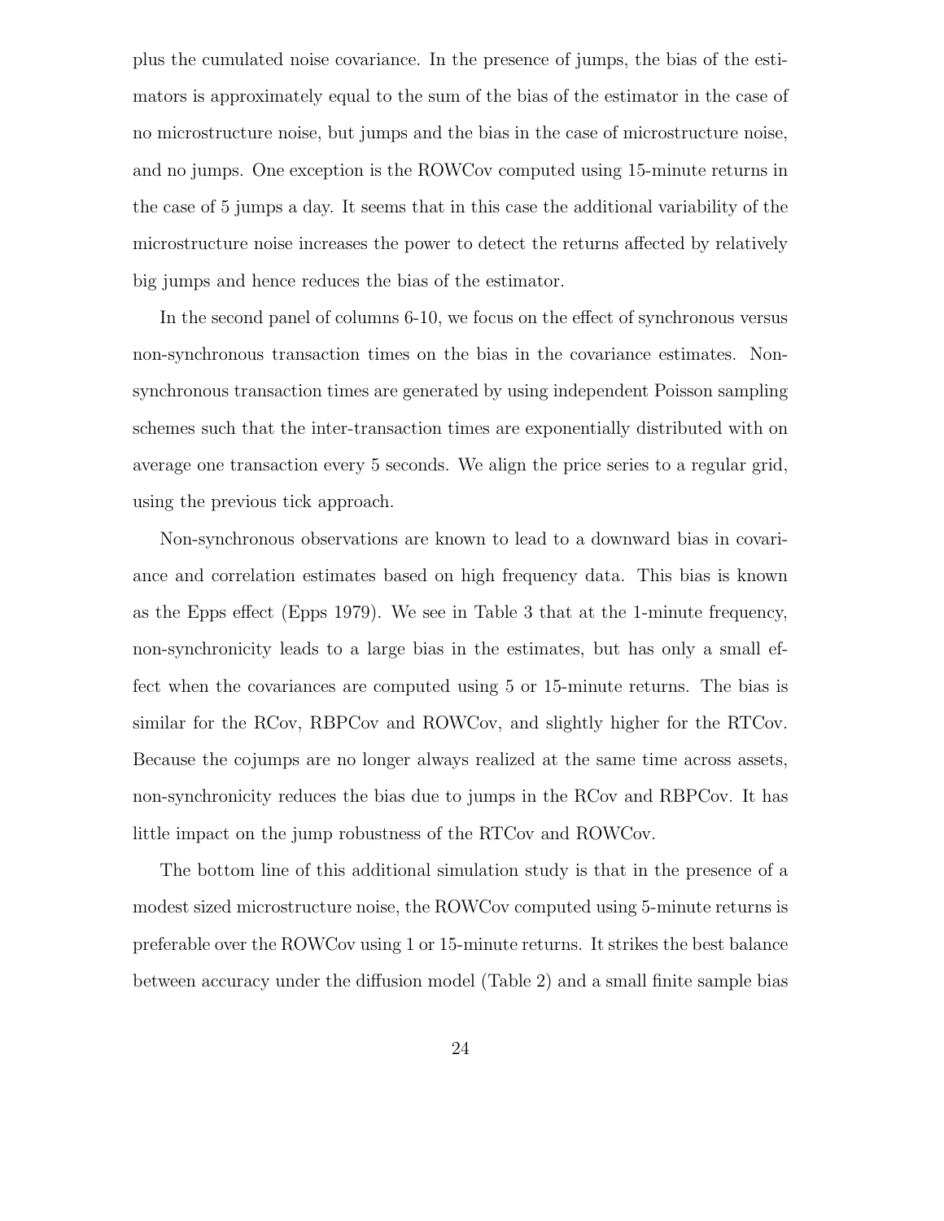plus the cumulated noise covariance. In the presence of jumps, the bias of the estimators is approximately equal to the sum of the bias of the estimator in the case of no microstructure noise, but jumps and the bias in the case of microstructure noise, and no jumps. One exception is the ROWCov computed using 15-minute returns in the case of 5 jumps a day. It seems that in this case the additional variability of the microstructure noise increases the power to detect the returns affected by relatively big jumps and hence reduces the bias of the estimator.

In the second panel of columns 6-10, we focus on the effect of synchronous versus non-synchronous transaction times on the bias in the covariance estimates. Non-synchronous transaction times are generated by using independent Poisson sampling schemes such that the inter-transaction times are exponentially distributed with on average one transaction every 5 seconds. We align the price series to a regular grid, using the previous tick approach.

Non-synchronous observations are known to lead to a downward bias in covariance and correlation estimates based on high frequency data. This bias is known as the Epps effect (Epps 1979). We see in Table 3 that at the 1-minute frequency, non-synchronicity leads to a large bias in the estimates, but has only a small effect when the covariances are computed using 5 or 15-minute returns. The bias is similar for the RCov, RBPCov and ROWCov, and slightly higher for the RTCov. Because the cojumps are no longer always realized at the same time across assets, non-synchronicity reduces the bias due to jumps in the RCov and RBPCov. It has little impact on the jump robustness of the RTCov and ROWCov.

The bottom line of this additional simulation study is that in the presence of a modest sized microstructure noise, the ROWCov computed using 5-minute returns is preferable over the ROWCov using 1 or 15-minute returns. It strikes the best balance between accuracy under the diffusion model (Table 2) and a small finite sample bias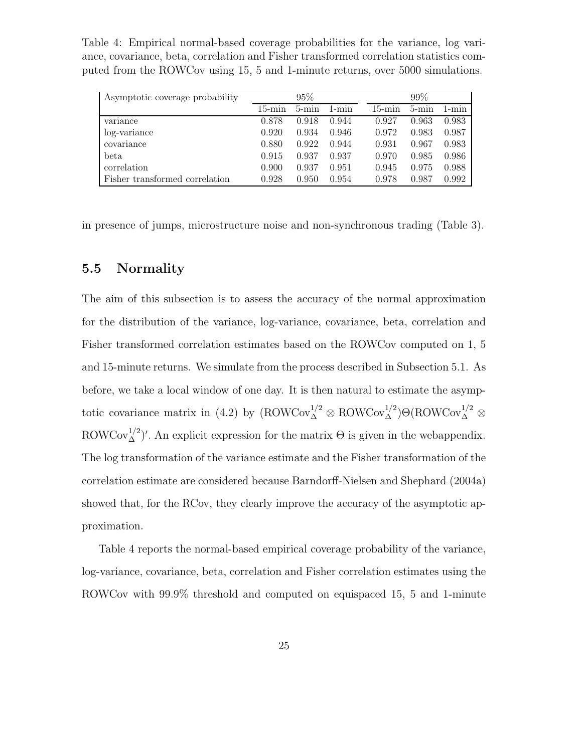Table 4: Empirical normal-based coverage probabilities for the variance, log variance, covariance, beta, correlation and Fisher transformed correlation statistics computed from the ROWCov using 15, 5 and 1-minute returns, over 5000 simulations.

| Asymptotic coverage probability | 95% | | | 99% | | |
|---|---|---|---|---|---|---|
| | 15-min | 5-min | 1-min | 15-min | 5-min | 1-min |
| variance | 0.878 | 0.918 | 0.944 | 0.927 | 0.963 | 0.983 |
| log-variance | 0.920 | 0.934 | 0.946 | 0.972 | 0.983 | 0.987 |
| covariance | 0.880 | 0.922 | 0.944 | 0.931 | 0.967 | 0.983 |
| beta | 0.915 | 0.937 | 0.937 | 0.970 | 0.985 | 0.986 |
| correlation | 0.900 | 0.937 | 0.951 | 0.945 | 0.975 | 0.988 |
| Fisher transformed correlation | 0.928 | 0.950 | 0.954 | 0.978 | 0.987 | 0.992 |

in presence of jumps, microstructure noise and non-synchronous trading (Table 3).

## 5.5 Normality

The aim of this subsection is to assess the accuracy of the normal approximation for the distribution of the variance, log-variance, covariance, beta, correlation and Fisher transformed correlation estimates based on the ROWCov computed on 1, 5 and 15-minute returns. We simulate from the process described in Subsection 5.1. As before, we take a local window of one day. It is then natural to estimate the asymptotic covariance matrix in (4.2) by $(\text{ROWCov}_{\Delta}^{1/2} \otimes \text{ROWCov}_{\Delta}^{1/2})\Theta(\text{ROWCov}_{\Delta}^{1/2} \otimes \text{ROWCov}_{\Delta}^{1/2})'$. An explicit expression for the matrix $\Theta$ is given in the webappendix. The log transformation of the variance estimate and the Fisher transformation of the correlation estimate are considered because Barndorff-Nielsen and Shephard (2004a) showed that, for the RCov, they clearly improve the accuracy of the asymptotic approximation.

Table 4 reports the normal-based empirical coverage probability of the variance, log-variance, covariance, beta, correlation and Fisher correlation estimates using the ROWCov with 99.9% threshold and computed on equispaced 15, 5 and 1-minute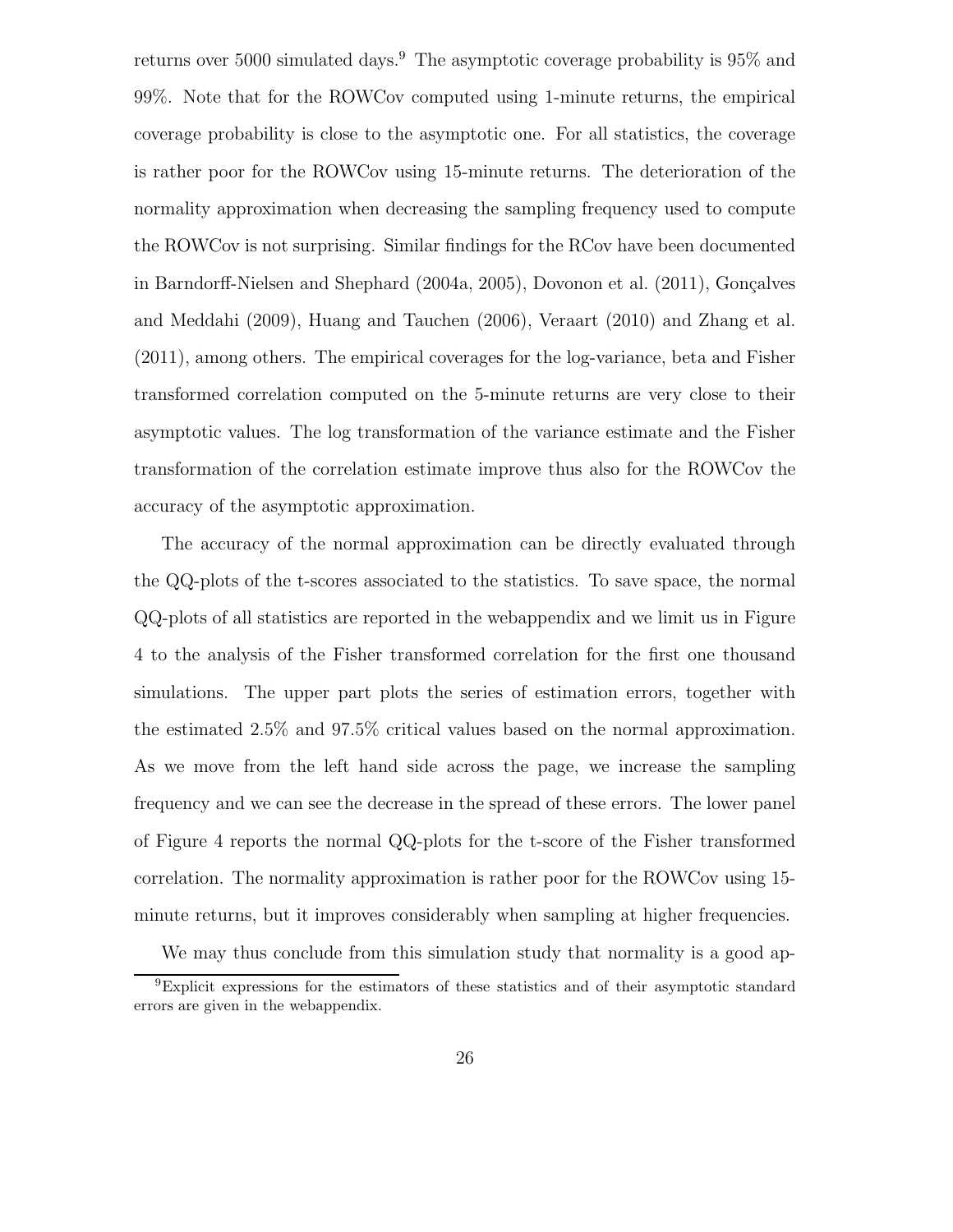returns over 5000 simulated days.[9] The asymptotic coverage probability is 95% and 99%. Note that for the ROWCov computed using 1-minute returns, the empirical coverage probability is close to the asymptotic one. For all statistics, the coverage is rather poor for the ROWCov using 15-minute returns. The deterioration of the normality approximation when decreasing the sampling frequency used to compute the ROWCov is not surprising. Similar findings for the RCov have been documented in Barndorff-Nielsen and Shephard (2004a, 2005), Dovonon et al. (2011), Gonçalves and Meddahi (2009), Huang and Tauchen (2006), Veraart (2010) and Zhang et al. (2011), among others. The empirical coverages for the log-variance, beta and Fisher transformed correlation computed on the 5-minute returns are very close to their asymptotic values. The log transformation of the variance estimate and the Fisher transformation of the correlation estimate improve thus also for the ROWCov the accuracy of the asymptotic approximation.

The accuracy of the normal approximation can be directly evaluated through the QQ-plots of the t-scores associated to the statistics. To save space, the normal QQ-plots of all statistics are reported in the webappendix and we limit us in Figure 4 to the analysis of the Fisher transformed correlation for the first one thousand simulations. The upper part plots the series of estimation errors, together with the estimated 2.5% and 97.5% critical values based on the normal approximation. As we move from the left hand side across the page, we increase the sampling frequency and we can see the decrease in the spread of these errors. The lower panel of Figure 4 reports the normal QQ-plots for the t-score of the Fisher transformed correlation. The normality approximation is rather poor for the ROWCov using 15-minute returns, but it improves considerably when sampling at higher frequencies.

We may thus conclude from this simulation study that normality is a good ap-

[9] Explicit expressions for the estimators of these statistics and of their asymptotic standard errors are given in the webappendix.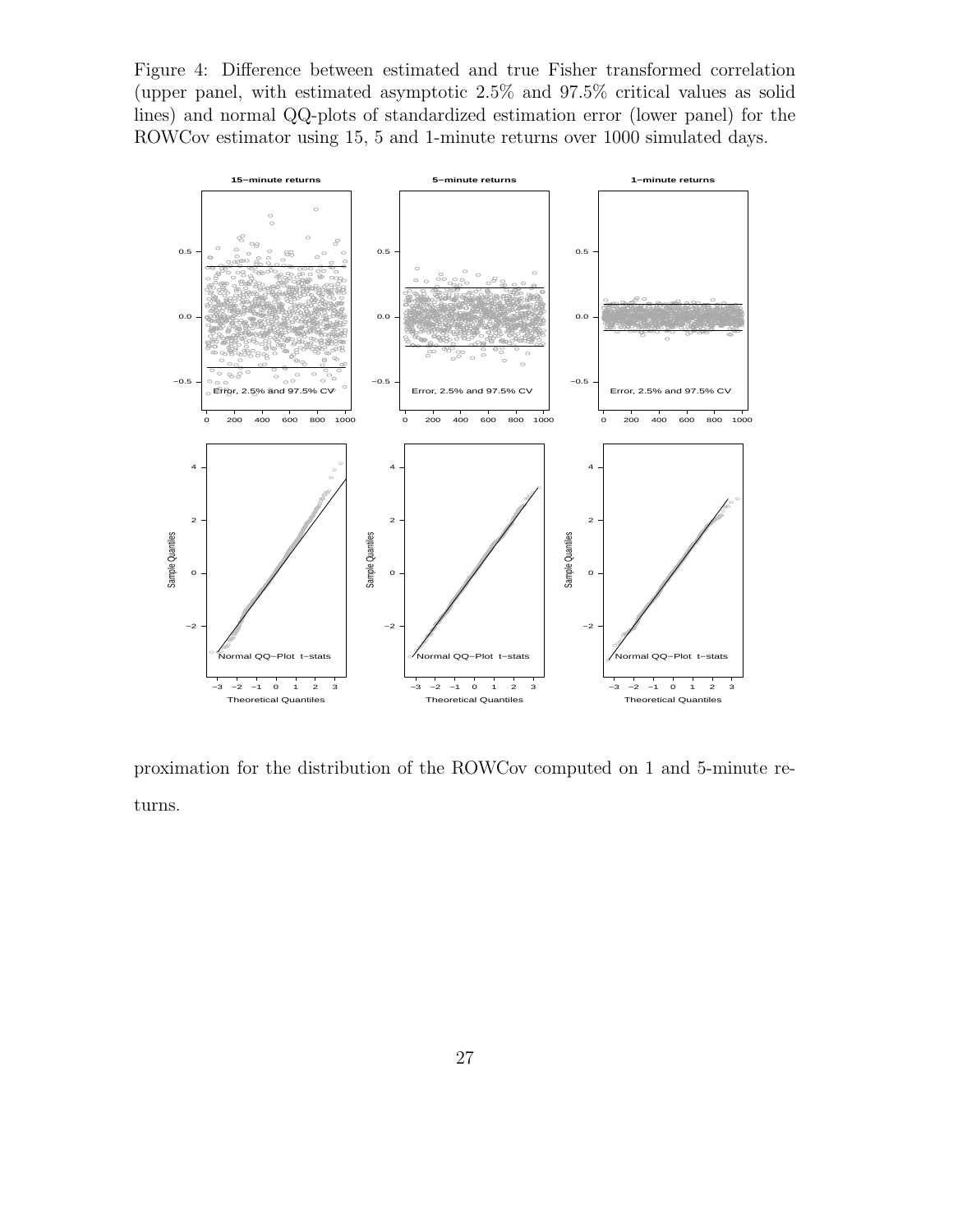Figure 4: Difference between estimated and true Fisher transformed correlation (upper panel, with estimated asymptotic 2.5% and 97.5% critical values as solid lines) and normal QQ-plots of standardized estimation error (lower panel) for the ROWCov estimator using 15, 5 and 1-minute returns over 1000 simulated days.

proximation for the distribution of the ROWCov computed on 1 and 5-minute returns.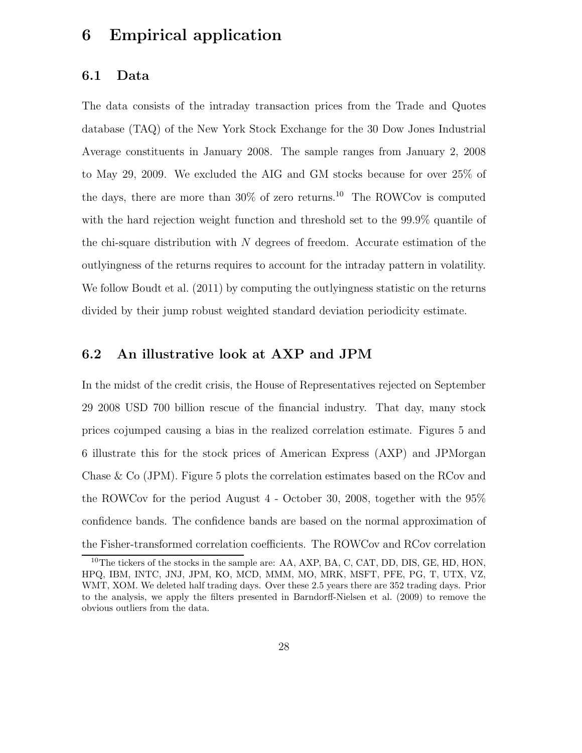# 6 Empirical application

## 6.1 Data

The data consists of the intraday transaction prices from the Trade and Quotes database (TAQ) of the New York Stock Exchange for the 30 Dow Jones Industrial Average constituents in January 2008. The sample ranges from January 2, 2008 to May 29, 2009. We excluded the AIG and GM stocks because for over 25% of the days, there are more than 30% of zero returns.[10] The ROWCov is computed with the hard rejection weight function and threshold set to the 99.9% quantile of the chi-square distribution with $N$ degrees of freedom. Accurate estimation of the outlyingness of the returns requires to account for the intraday pattern in volatility. We follow Boudt et al. (2011) by computing the outlyingness statistic on the returns divided by their jump robust weighted standard deviation periodicity estimate.

## 6.2 An illustrative look at AXP and JPM

In the midst of the credit crisis, the House of Representatives rejected on September 29 2008 USD 700 billion rescue of the financial industry. That day, many stock prices cojumped causing a bias in the realized correlation estimate. Figures 5 and 6 illustrate this for the stock prices of American Express (AXP) and JPMorgan Chase & Co (JPM). Figure 5 plots the correlation estimates based on the RCov and the ROWCov for the period August 4 - October 30, 2008, together with the 95% confidence bands. The confidence bands are based on the normal approximation of the Fisher-transformed correlation coefficients. The ROWCov and RCov correlation

[10] The tickers of the stocks in the sample are: AA, AXP, BA, C, CAT, DD, DIS, GE, HD, HON, HPQ, IBM, INTC, JNJ, JPM, KO, MCD, MMM, MO, MRK, MSFT, PFE, PG, T, UTX, VZ, WMT, XOM. We deleted half trading days. Over these 2.5 years there are 352 trading days. Prior to the analysis, we apply the filters presented in Barndorff-Nielsen et al. (2009) to remove the obvious outliers from the data.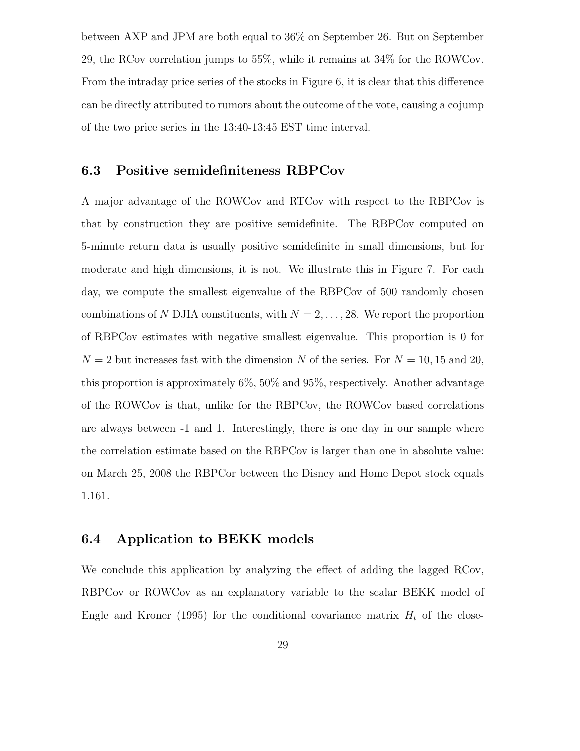between AXP and JPM are both equal to 36% on September 26. But on September 29, the RCov correlation jumps to 55%, while it remains at 34% for the ROWCov. From the intraday price series of the stocks in Figure 6, it is clear that this difference can be directly attributed to rumors about the outcome of the vote, causing a cojump of the two price series in the 13:40-13:45 EST time interval.

### 6.3 Positive semidefiniteness RBPCov

A major advantage of the ROWCov and RTCov with respect to the RBPCov is that by construction they are positive semidefinite. The RBPCov computed on 5-minute return data is usually positive semidefinite in small dimensions, but for moderate and high dimensions, it is not. We illustrate this in Figure 7. For each day, we compute the smallest eigenvalue of the RBPCov of 500 randomly chosen combinations of $N$ DJIA constituents, with $N = 2, \ldots, 28$. We report the proportion of RBPCov estimates with negative smallest eigenvalue. This proportion is 0 for $N = 2$ but increases fast with the dimension $N$ of the series. For $N = 10, 15$ and $20$, this proportion is approximately 6%, 50% and 95%, respectively. Another advantage of the ROWCov is that, unlike for the RBPCov, the ROWCov based correlations are always between -1 and 1. Interestingly, there is one day in our sample where the correlation estimate based on the RBPCov is larger than one in absolute value: on March 25, 2008 the RBPCor between the Disney and Home Depot stock equals 1.161.

### 6.4 Application to BEKK models

We conclude this application by analyzing the effect of adding the lagged RCov, RBPCov or ROWCov as an explanatory variable to the scalar BEKK model of Engle and Kroner (1995) for the conditional covariance matrix $H_t$ of the close-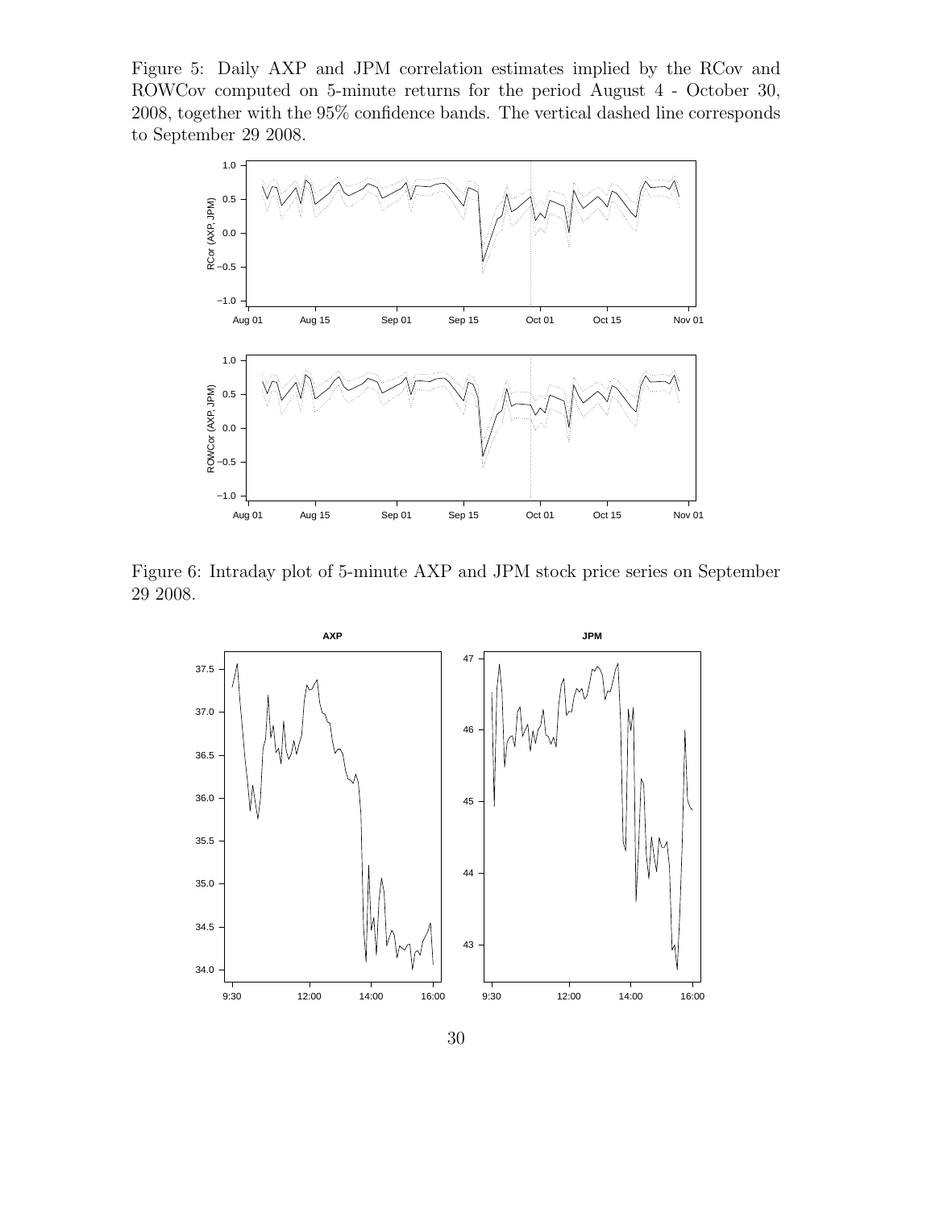Figure 5: Daily AXP and JPM correlation estimates implied by the RCov and ROWCov computed on 5-minute returns for the period August 4 - October 30, 2008, together with the 95% confidence bands. The vertical dashed line corresponds to September 29 2008.

Figure 6: Intraday plot of 5-minute AXP and JPM stock price series on September 29 2008.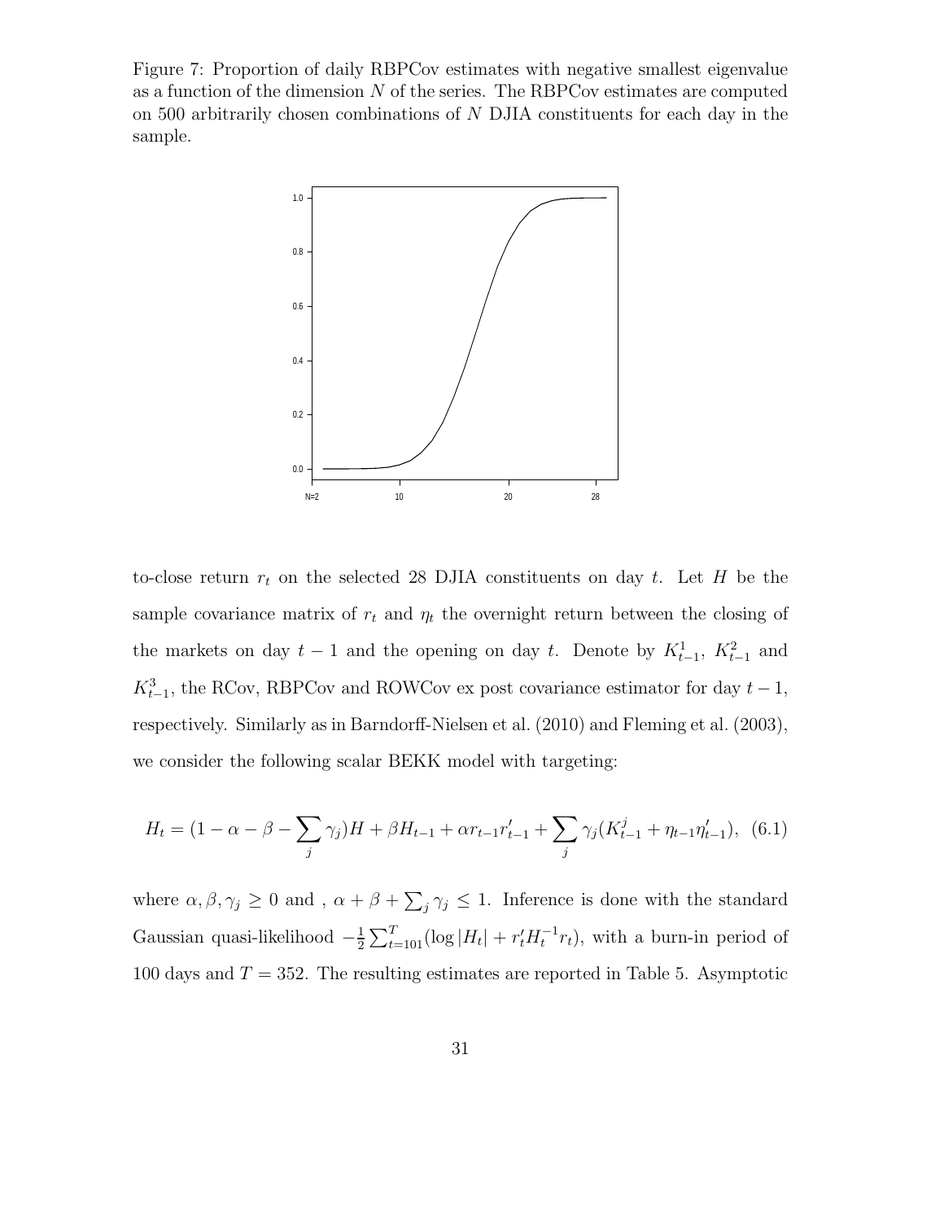Figure 7: Proportion of daily RBPCov estimates with negative smallest eigenvalue as a function of the dimension $N$ of the series. The RBPCov estimates are computed on 500 arbitrarily chosen combinations of $N$ DJIA constituents for each day in the sample.

to-close return $r_t$ on the selected 28 DJIA constituents on day $t$. Let $H$ be the sample covariance matrix of $r_t$ and $\eta_t$ the overnight return between the closing of the markets on day $t-1$ and the opening on day $t$. Denote by $K^1_{t-1}$, $K^2_{t-1}$ and $K^3_{t-1}$, the RCov, RBPCov and ROWCov ex post covariance estimator for day $t-1$, respectively. Similarly as in Barndorff-Nielsen et al. (2010) and Fleming et al. (2003), we consider the following scalar BEKK model with targeting:

$$H_t = (1 - \alpha - \beta - \sum_j \gamma_j)H + \beta H_{t-1} + \alpha r_{t-1}r'_{t-1} + \sum_j \gamma_j (K^j_{t-1} + \eta_{t-1}\eta'_{t-1}), \quad (6.1)$$

where $\alpha, \beta, \gamma_j \geq 0$ and , $\alpha + \beta + \sum_j \gamma_j \leq 1$. Inference is done with the standard Gaussian quasi-likelihood $-\frac{1}{2}\sum_{t=101}^{T}(\log|H_t| + r'_t H_t^{-1} r_t)$, with a burn-in period of 100 days and $T = 352$. The resulting estimates are reported in Table 5. Asymptotic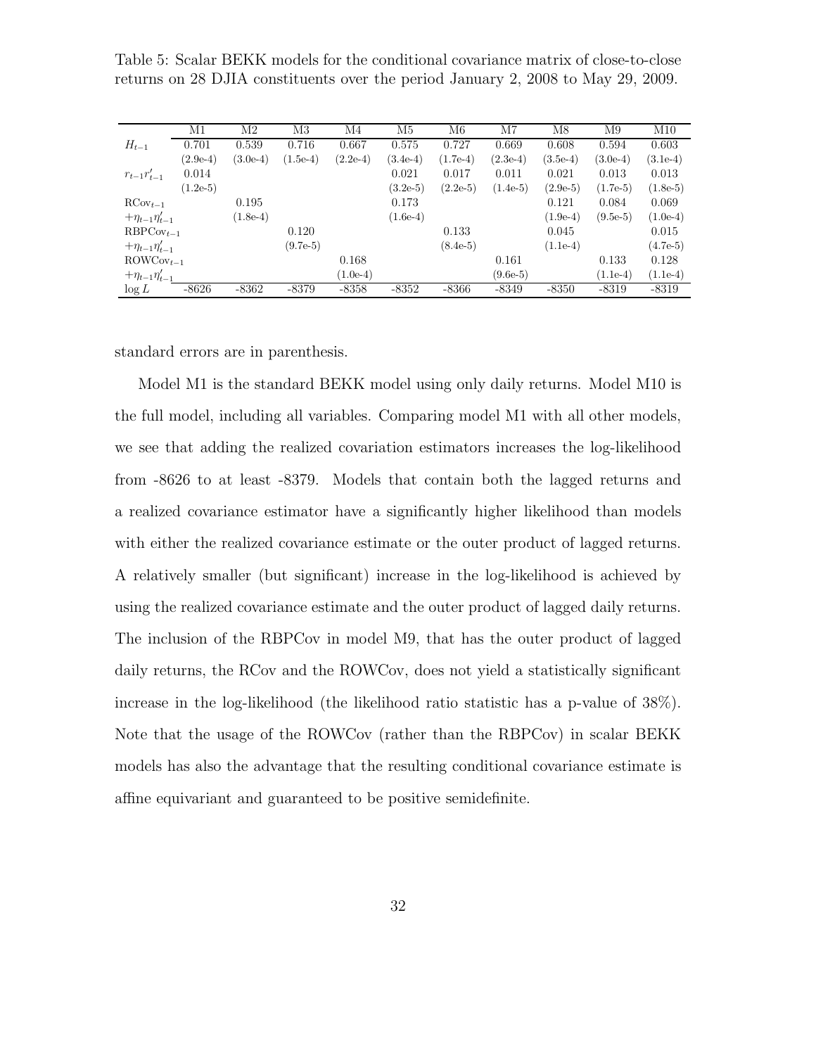Table 5: Scalar BEKK models for the conditional covariance matrix of close-to-close returns on 28 DJIA constituents over the period January 2, 2008 to May 29, 2009.

| | M1 | M2 | M3 | M4 | M5 | M6 | M7 | M8 | M9 | M10 |
|---|---|---|---|---|---|---|---|---|---|---|
| $H_{t-1}$ | 0.701 | 0.539 | 0.716 | 0.667 | 0.575 | 0.727 | 0.669 | 0.608 | 0.594 | 0.603 |
| | (2.9e-4) | (3.0e-4) | (1.5e-4) | (2.2e-4) | (3.4e-4) | (1.7e-4) | (2.3e-4) | (3.5e-4) | (3.0e-4) | (3.1e-4) |
| $r_{t-1}r'_{t-1}$ | 0.014 | | | | 0.021 | 0.017 | 0.011 | 0.021 | 0.013 | 0.013 |
| | (1.2e-5) | | | | (3.2e-5) | (2.2e-5) | (1.4e-5) | (2.9e-5) | (1.7e-5) | (1.8e-5) |
| $\text{RCov}_{t-1}$ | | 0.195 | | | 0.173 | | | 0.121 | 0.084 | 0.069 |
| $+\eta_{t-1}\eta'_{t-1}$ | | (1.8e-4) | | | (1.6e-4) | | | (1.9e-4) | (9.5e-5) | (1.0e-4) |
| $\text{RBPCov}_{t-1}$ | | | 0.120 | | | 0.133 | | 0.045 | | 0.015 |
| $+\eta_{t-1}\eta'_{t-1}$ | | | (9.7e-5) | | | (8.4e-5) | | (1.1e-4) | | (4.7e-5) |
| $\text{ROWCov}_{t-1}$ | | | | 0.168 | | | 0.161 | | 0.133 | 0.128 |
| $+\eta_{t-1}\eta'_{t-1}$ | | | | (1.0e-4) | | | (9.6e-5) | | (1.1e-4) | (1.1e-4) |
| $\log L$ | -8626 | -8362 | -8379 | -8358 | -8352 | -8366 | -8349 | -8350 | -8319 | -8319 |

standard errors are in parenthesis.

Model M1 is the standard BEKK model using only daily returns. Model M10 is the full model, including all variables. Comparing model M1 with all other models, we see that adding the realized covariation estimators increases the log-likelihood from -8626 to at least -8379. Models that contain both the lagged returns and a realized covariance estimator have a significantly higher likelihood than models with either the realized covariance estimate or the outer product of lagged returns. A relatively smaller (but significant) increase in the log-likelihood is achieved by using the realized covariance estimate and the outer product of lagged daily returns. The inclusion of the RBPCov in model M9, that has the outer product of lagged daily returns, the RCov and the ROWCov, does not yield a statistically significant increase in the log-likelihood (the likelihood ratio statistic has a p-value of 38%). Note that the usage of the ROWCov (rather than the RBPCov) in scalar BEKK models has also the advantage that the resulting conditional covariance estimate is affine equivariant and guaranteed to be positive semidefinite.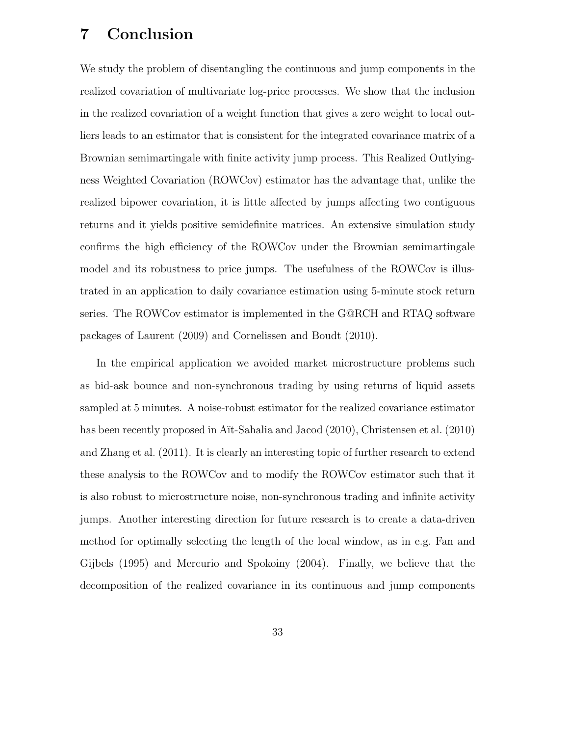# 7 Conclusion

We study the problem of disentangling the continuous and jump components in the realized covariation of multivariate log-price processes. We show that the inclusion in the realized covariation of a weight function that gives a zero weight to local outliers leads to an estimator that is consistent for the integrated covariance matrix of a Brownian semimartingale with finite activity jump process. This Realized Outlyingness Weighted Covariation (ROWCov) estimator has the advantage that, unlike the realized bipower covariation, it is little affected by jumps affecting two contiguous returns and it yields positive semidefinite matrices. An extensive simulation study confirms the high efficiency of the ROWCov under the Brownian semimartingale model and its robustness to price jumps. The usefulness of the ROWCov is illustrated in an application to daily covariance estimation using 5-minute stock return series. The ROWCov estimator is implemented in the G@RCH and RTAQ software packages of Laurent (2009) and Cornelissen and Boudt (2010).

In the empirical application we avoided market microstructure problems such as bid-ask bounce and non-synchronous trading by using returns of liquid assets sampled at 5 minutes. A noise-robust estimator for the realized covariance estimator has been recently proposed in Aït-Sahalia and Jacod (2010), Christensen et al. (2010) and Zhang et al. (2011). It is clearly an interesting topic of further research to extend these analysis to the ROWCov and to modify the ROWCov estimator such that it is also robust to microstructure noise, non-synchronous trading and infinite activity jumps. Another interesting direction for future research is to create a data-driven method for optimally selecting the length of the local window, as in e.g. Fan and Gijbels (1995) and Mercurio and Spokoiny (2004). Finally, we believe that the decomposition of the realized covariance in its continuous and jump components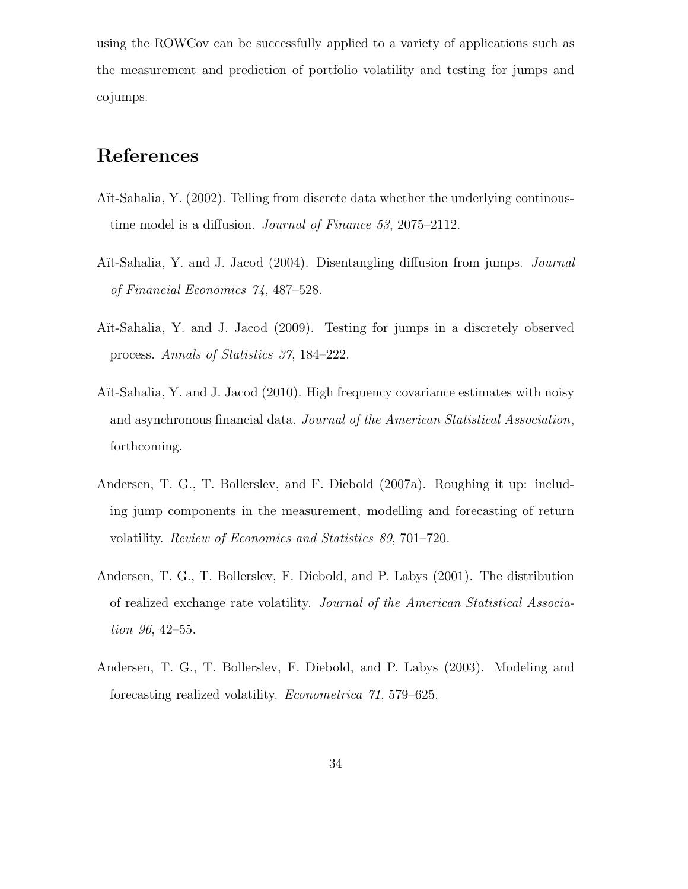using the ROWCov can be successfully applied to a variety of applications such as the measurement and prediction of portfolio volatility and testing for jumps and cojumps.

# References

Aït-Sahalia, Y. (2002). Telling from discrete data whether the underlying continous-time model is a diffusion. *Journal of Finance 53*, 2075–2112.

Aït-Sahalia, Y. and J. Jacod (2004). Disentangling diffusion from jumps. *Journal of Financial Economics 74*, 487–528.

Aït-Sahalia, Y. and J. Jacod (2009). Testing for jumps in a discretely observed process. *Annals of Statistics 37*, 184–222.

Aït-Sahalia, Y. and J. Jacod (2010). High frequency covariance estimates with noisy and asynchronous financial data. *Journal of the American Statistical Association*, forthcoming.

Andersen, T. G., T. Bollerslev, and F. Diebold (2007a). Roughing it up: including jump components in the measurement, modelling and forecasting of return volatility. *Review of Economics and Statistics 89*, 701–720.

Andersen, T. G., T. Bollerslev, F. Diebold, and P. Labys (2001). The distribution of realized exchange rate volatility. *Journal of the American Statistical Association 96*, 42–55.

Andersen, T. G., T. Bollerslev, F. Diebold, and P. Labys (2003). Modeling and forecasting realized volatility. *Econometrica 71*, 579–625.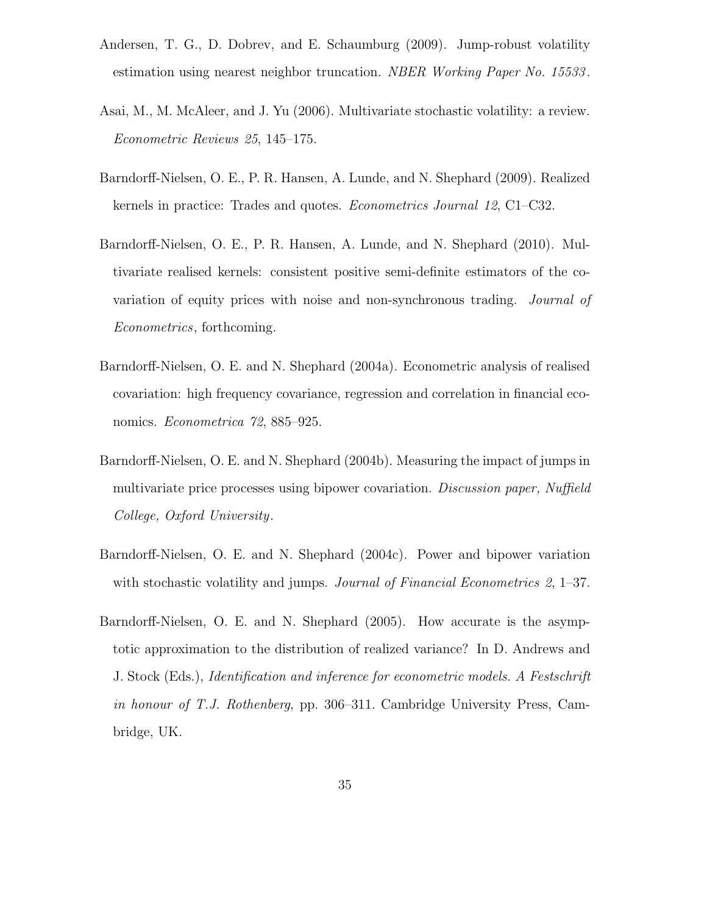Andersen, T. G., D. Dobrev, and E. Schaumburg (2009). Jump-robust volatility estimation using nearest neighbor truncation. *NBER Working Paper No. 15533*.

Asai, M., M. McAleer, and J. Yu (2006). Multivariate stochastic volatility: a review. *Econometric Reviews 25*, 145–175.

Barndorff-Nielsen, O. E., P. R. Hansen, A. Lunde, and N. Shephard (2009). Realized kernels in practice: Trades and quotes. *Econometrics Journal 12*, C1–C32.

Barndorff-Nielsen, O. E., P. R. Hansen, A. Lunde, and N. Shephard (2010). Multivariate realised kernels: consistent positive semi-definite estimators of the covariation of equity prices with noise and non-synchronous trading. *Journal of Econometrics*, forthcoming.

Barndorff-Nielsen, O. E. and N. Shephard (2004a). Econometric analysis of realised covariation: high frequency covariance, regression and correlation in financial economics. *Econometrica 72*, 885–925.

Barndorff-Nielsen, O. E. and N. Shephard (2004b). Measuring the impact of jumps in multivariate price processes using bipower covariation. *Discussion paper, Nuffield College, Oxford University*.

Barndorff-Nielsen, O. E. and N. Shephard (2004c). Power and bipower variation with stochastic volatility and jumps. *Journal of Financial Econometrics 2*, 1–37.

Barndorff-Nielsen, O. E. and N. Shephard (2005). How accurate is the asymptotic approximation to the distribution of realized variance? In D. Andrews and J. Stock (Eds.), *Identification and inference for econometric models. A Festschrift in honour of T.J. Rothenberg*, pp. 306–311. Cambridge University Press, Cambridge, UK.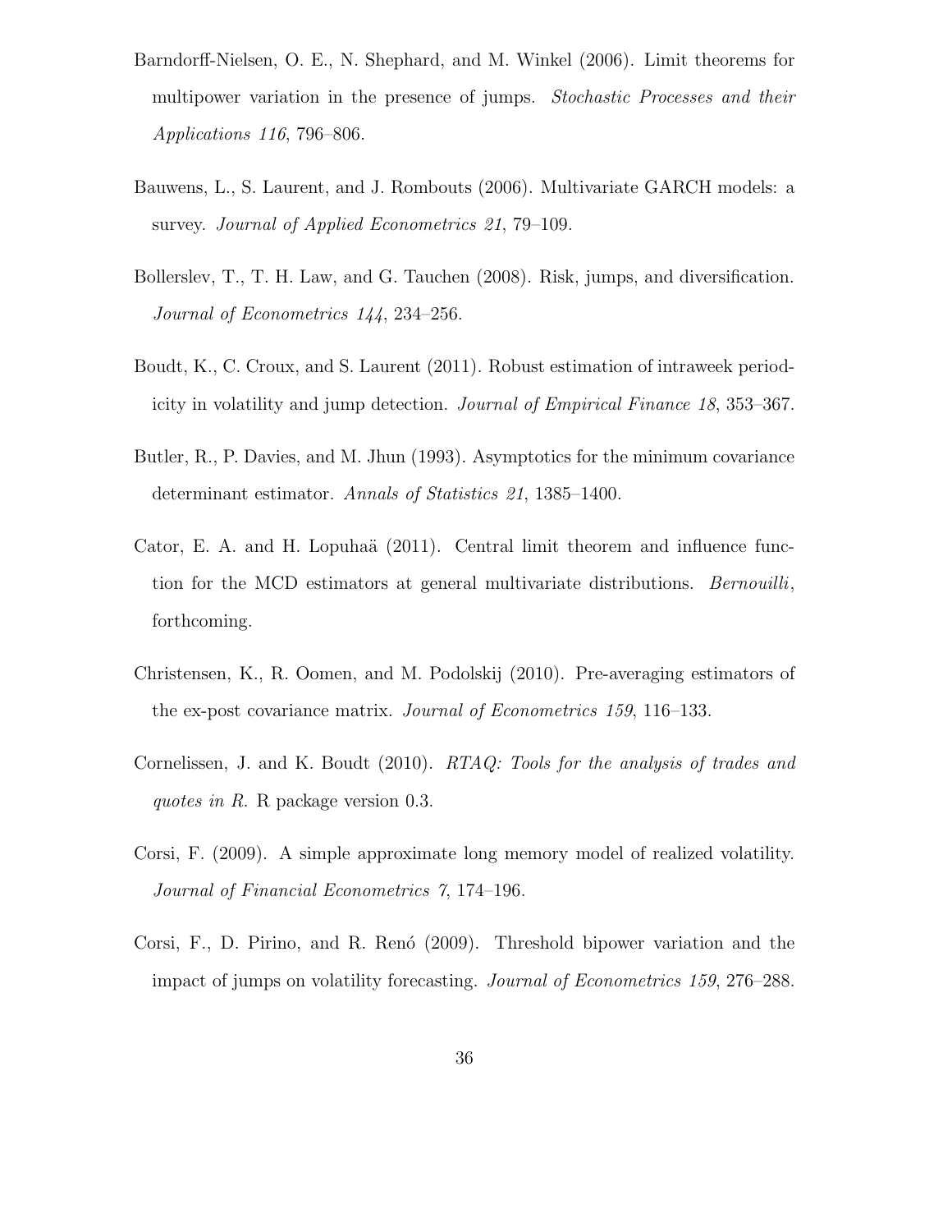Barndorff-Nielsen, O. E., N. Shephard, and M. Winkel (2006). Limit theorems for multipower variation in the presence of jumps. *Stochastic Processes and their Applications 116*, 796–806.

Bauwens, L., S. Laurent, and J. Rombouts (2006). Multivariate GARCH models: a survey. *Journal of Applied Econometrics 21*, 79–109.

Bollerslev, T., T. H. Law, and G. Tauchen (2008). Risk, jumps, and diversification. *Journal of Econometrics 144*, 234–256.

Boudt, K., C. Croux, and S. Laurent (2011). Robust estimation of intraweek periodicity in volatility and jump detection. *Journal of Empirical Finance 18*, 353–367.

Butler, R., P. Davies, and M. Jhun (1993). Asymptotics for the minimum covariance determinant estimator. *Annals of Statistics 21*, 1385–1400.

Cator, E. A. and H. Lopuhaä (2011). Central limit theorem and influence function for the MCD estimators at general multivariate distributions. *Bernouilli*, forthcoming.

Christensen, K., R. Oomen, and M. Podolskij (2010). Pre-averaging estimators of the ex-post covariance matrix. *Journal of Econometrics 159*, 116–133.

Cornelissen, J. and K. Boudt (2010). *RTAQ: Tools for the analysis of trades and quotes in R.* R package version 0.3.

Corsi, F. (2009). A simple approximate long memory model of realized volatility. *Journal of Financial Econometrics 7*, 174–196.

Corsi, F., D. Pirino, and R. Renó (2009). Threshold bipower variation and the impact of jumps on volatility forecasting. *Journal of Econometrics 159*, 276–288.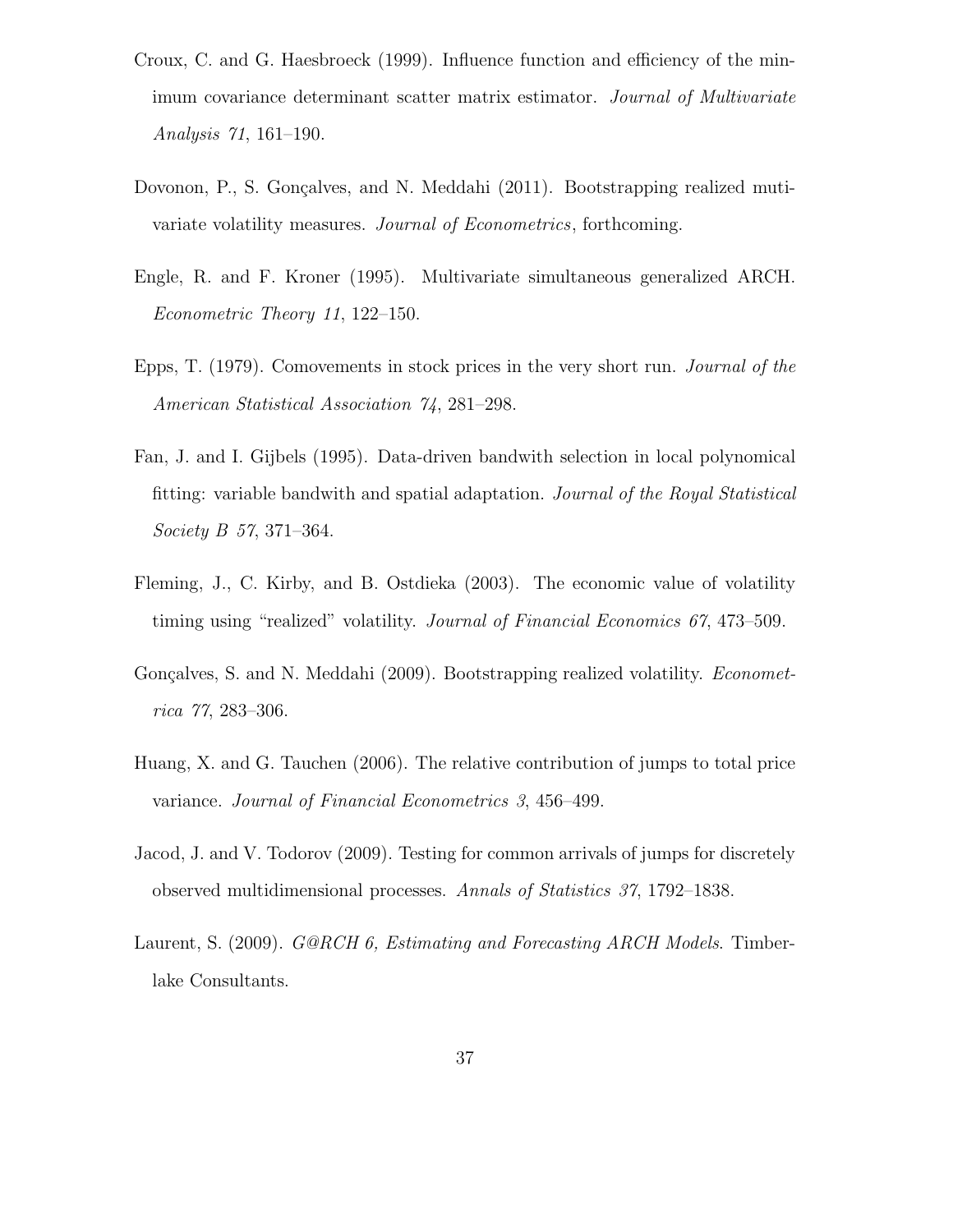Croux, C. and G. Haesbroeck (1999). Influence function and efficiency of the minimum covariance determinant scatter matrix estimator. *Journal of Multivariate Analysis 71*, 161–190.

Dovonon, P., S. Gonçalves, and N. Meddahi (2011). Bootstrapping realized mutivariate volatility measures. *Journal of Econometrics*, forthcoming.

Engle, R. and F. Kroner (1995). Multivariate simultaneous generalized ARCH. *Econometric Theory 11*, 122–150.

Epps, T. (1979). Comovements in stock prices in the very short run. *Journal of the American Statistical Association 74*, 281–298.

Fan, J. and I. Gijbels (1995). Data-driven bandwith selection in local polynomical fitting: variable bandwith and spatial adaptation. *Journal of the Royal Statistical Society B 57*, 371–364.

Fleming, J., C. Kirby, and B. Ostdieka (2003). The economic value of volatility timing using "realized" volatility. *Journal of Financial Economics 67*, 473–509.

Gonçalves, S. and N. Meddahi (2009). Bootstrapping realized volatility. *Econometrica 77*, 283–306.

Huang, X. and G. Tauchen (2006). The relative contribution of jumps to total price variance. *Journal of Financial Econometrics 3*, 456–499.

Jacod, J. and V. Todorov (2009). Testing for common arrivals of jumps for discretely observed multidimensional processes. *Annals of Statistics 37*, 1792–1838.

Laurent, S. (2009). *G@RCH 6, Estimating and Forecasting ARCH Models*. Timberlake Consultants.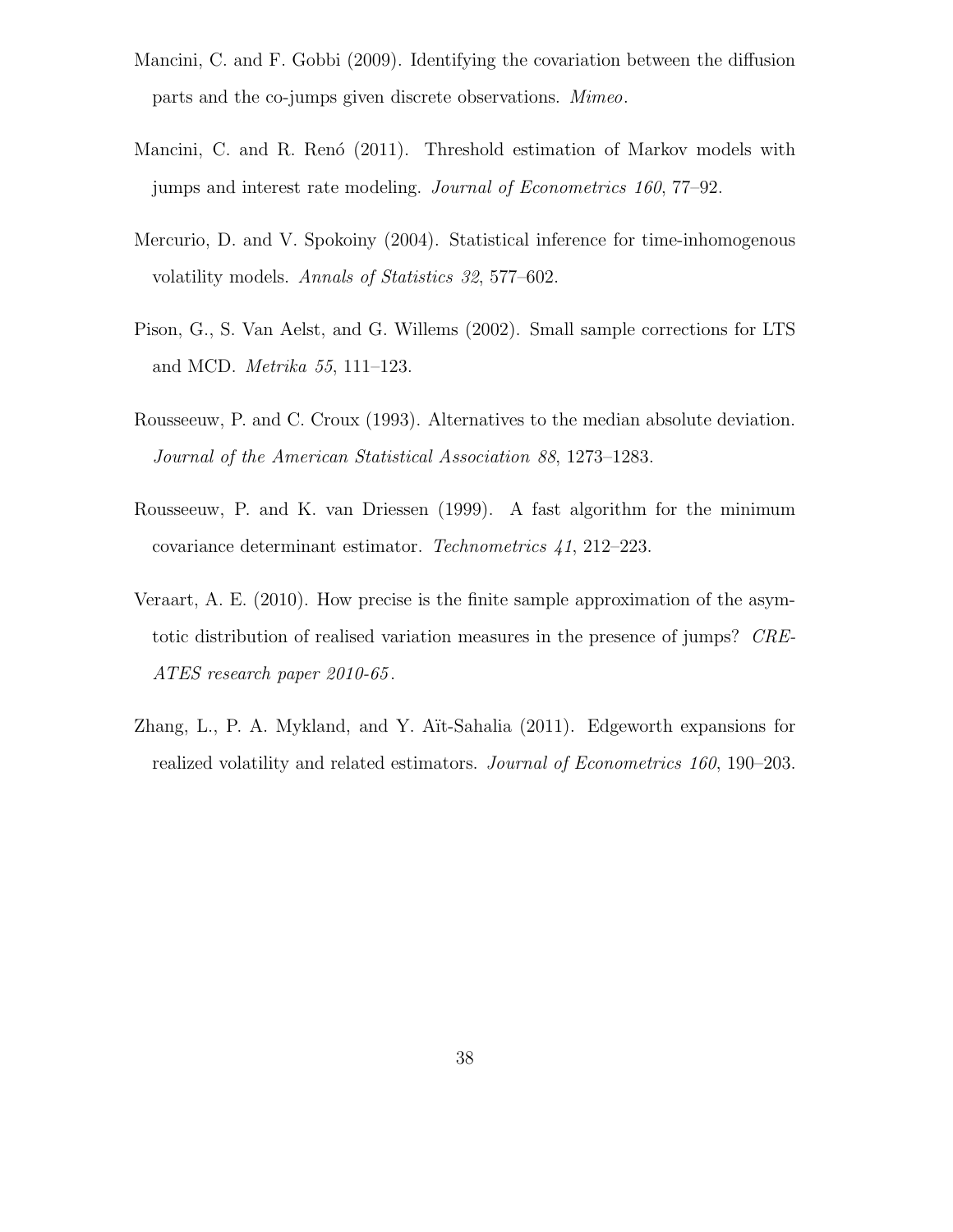Mancini, C. and F. Gobbi (2009). Identifying the covariation between the diffusion parts and the co-jumps given discrete observations. *Mimeo*.

Mancini, C. and R. Renó (2011). Threshold estimation of Markov models with jumps and interest rate modeling. *Journal of Econometrics 160*, 77–92.

Mercurio, D. and V. Spokoiny (2004). Statistical inference for time-inhomogenous volatility models. *Annals of Statistics 32*, 577–602.

Pison, G., S. Van Aelst, and G. Willems (2002). Small sample corrections for LTS and MCD. *Metrika 55*, 111–123.

Rousseeuw, P. and C. Croux (1993). Alternatives to the median absolute deviation. *Journal of the American Statistical Association 88*, 1273–1283.

Rousseeuw, P. and K. van Driessen (1999). A fast algorithm for the minimum covariance determinant estimator. *Technometrics 41*, 212–223.

Veraart, A. E. (2010). How precise is the finite sample approximation of the asymtotic distribution of realised variation measures in the presence of jumps? *CREATES research paper 2010-65*.

Zhang, L., P. A. Mykland, and Y. Aït-Sahalia (2011). Edgeworth expansions for realized volatility and related estimators. *Journal of Econometrics 160*, 190–203.